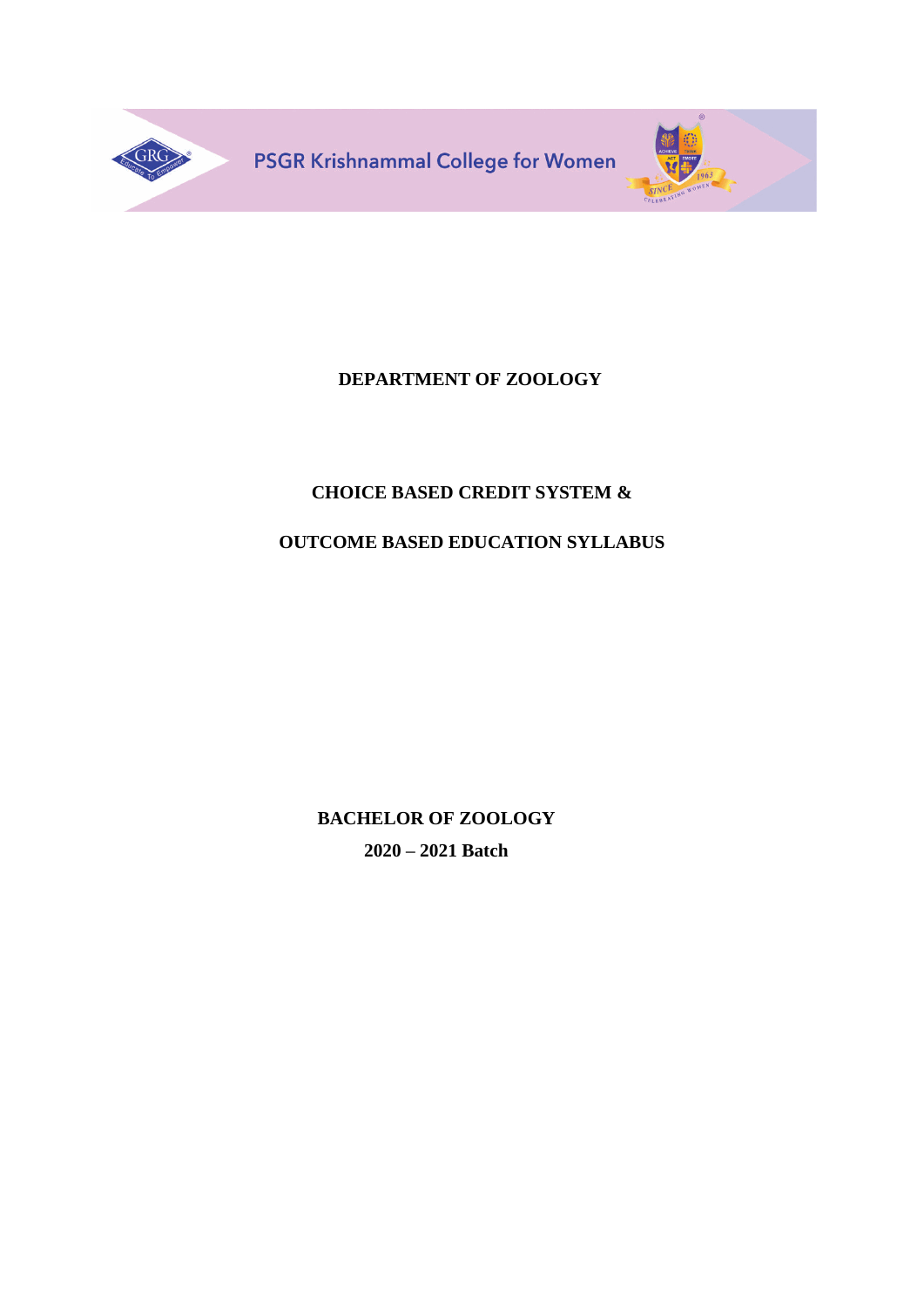PSGR Krishnammal College for Women

# DEPARTMENT OF ZOOLOGY

## CHOICE BASED CREDIT SYSTEM &

## OUTCOME BASED EDUCATION SYLLABUS

**BACHELOR OF ZOOLOGY**

**2020 – 2021 Batch**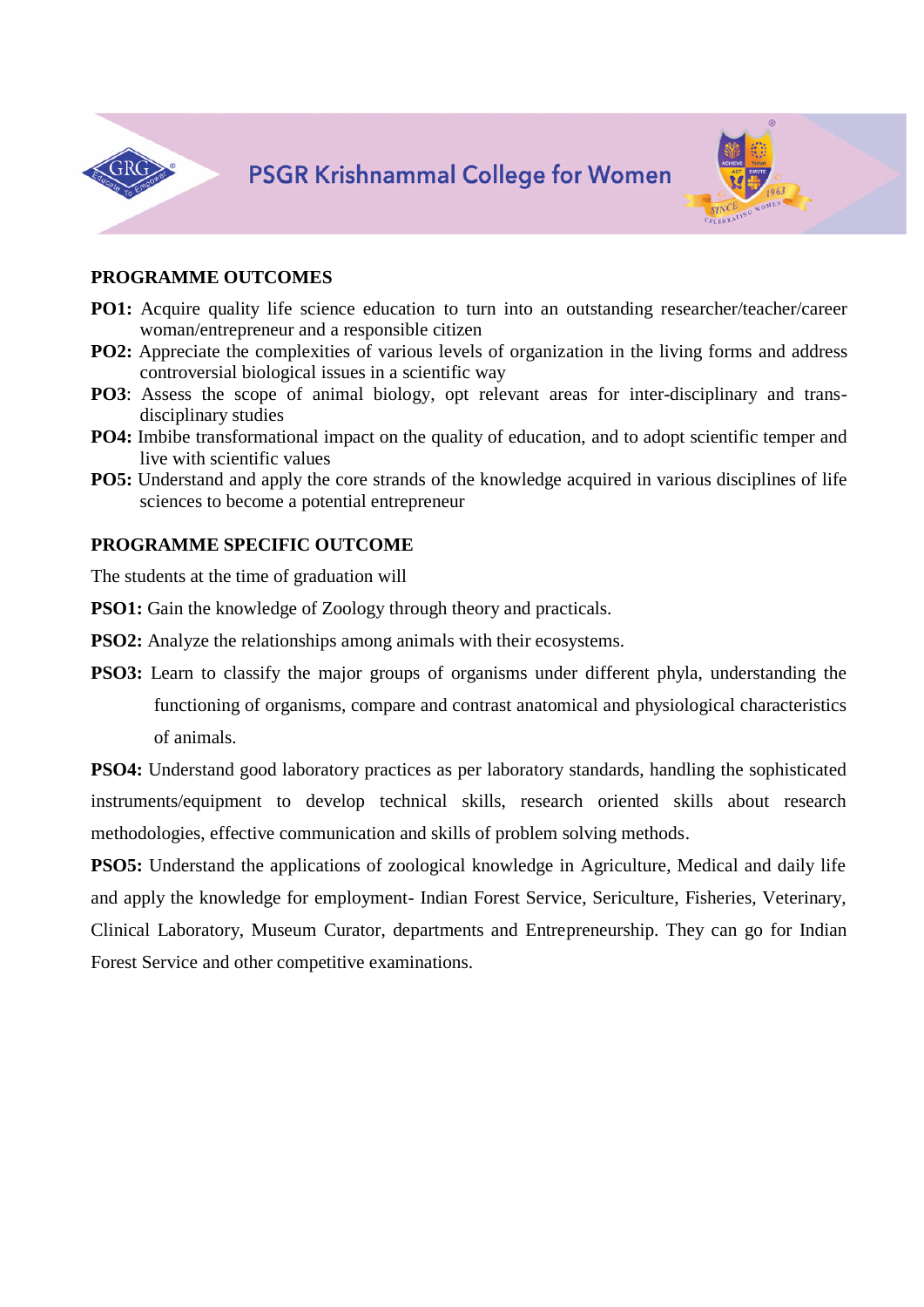## PROGRAMME OUTCOMES

**PO1:** Acquire quality life science education to turn into an outstanding researcher/teacher/career woman/entrepreneur and a responsible citizen

**PO2:** Appreciate the complexities of various levels of organization in the living forms and address controversial biological issues in a scientific way

**PO3**: Assess the scope of animal biology, opt relevant areas for inter-disciplinary and trans-disciplinary studies

**PO4:** Imbibe transformational impact on the quality of education, and to adopt scientific temper and live with scientific values

**PO5:** Understand and apply the core strands of the knowledge acquired in various disciplines of life sciences to become a potential entrepreneur

## PROGRAMME SPECIFIC OUTCOME

The students at the time of graduation will

**PSO1:** Gain the knowledge of Zoology through theory and practicals.

**PSO2:** Analyze the relationships among animals with their ecosystems.

**PSO3:** Learn to classify the major groups of organisms under different phyla, understanding the functioning of organisms, compare and contrast anatomical and physiological characteristics of animals.

**PSO4:** Understand good laboratory practices as per laboratory standards, handling the sophisticated instruments/equipment to develop technical skills, research oriented skills about research methodologies, effective communication and skills of problem solving methods.

**PSO5:** Understand the applications of zoological knowledge in Agriculture, Medical and daily life and apply the knowledge for employment- Indian Forest Service, Sericulture, Fisheries, Veterinary, Clinical Laboratory, Museum Curator, departments and Entrepreneurship. They can go for Indian Forest Service and other competitive examinations.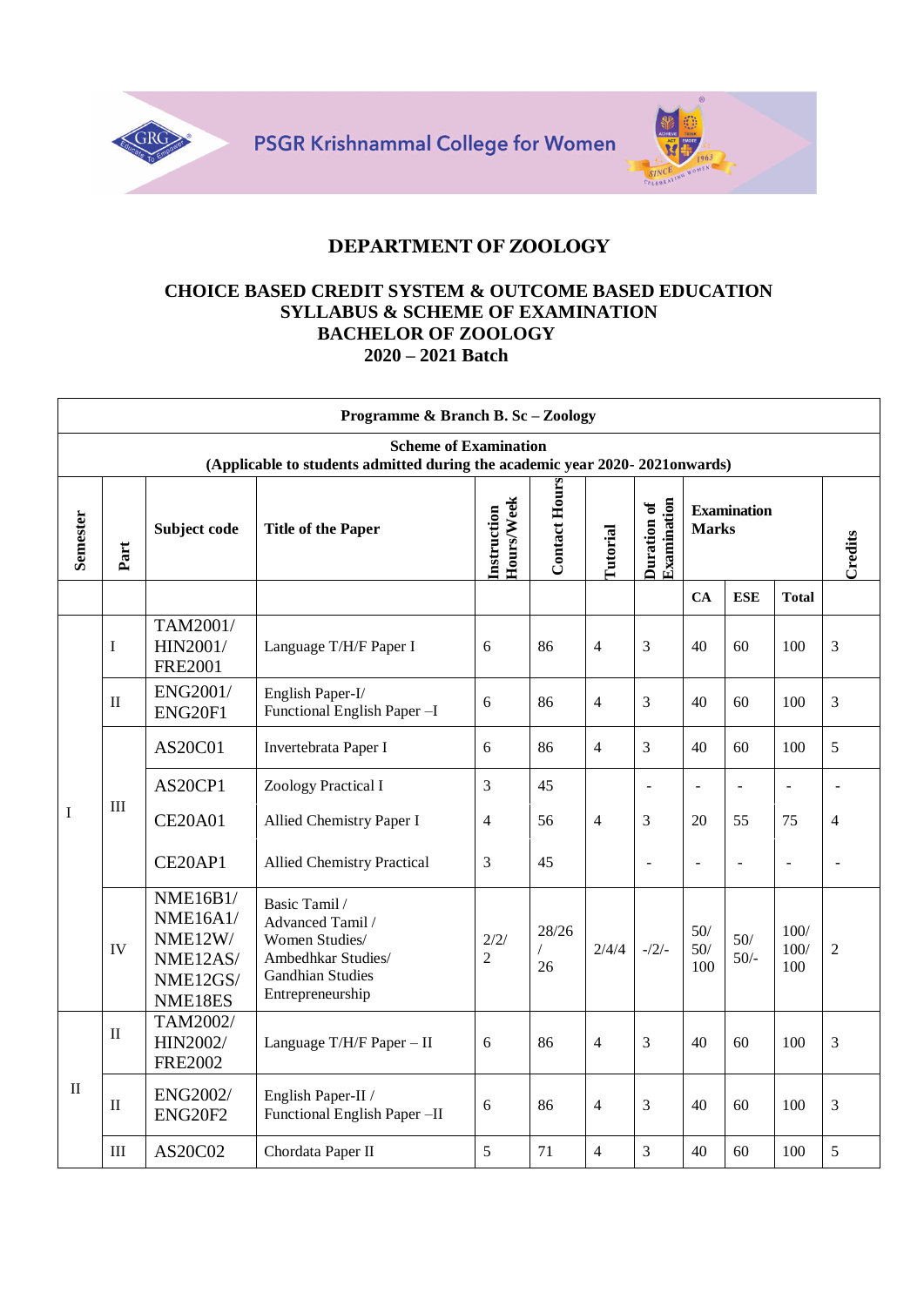PSGR Krishnammal College for Women

# DEPARTMENT OF ZOOLOGY

## CHOICE BASED CREDIT SYSTEM & OUTCOME BASED EDUCATION
## SYLLABUS & SCHEME OF EXAMINATION
## BACHELOR OF ZOOLOGY
## 2020 – 2021 Batch

| Programme & Branch B. Sc – Zoology | | | | | | | | | | | | |
|---|---|---|---|---|---|---|---|---|---|---|---|---|
| **Scheme of Examination (Applicable to students admitted during the academic year 2020- 2021onwards)** | | | | | | | | | | | | |
| **Semester** | **Part** | **Subject code** | **Title of the Paper** | **Instruction Hours/Week** | **Contact Hours** | **Tutorial** | **Duration of Examination** | **Examination Marks** | | | | **Credits** |
| | | | | | | | | **CA** | **ESE** | **Total** | | |
| I | I | TAM2001/ HIN2001/ FRE2001 | Language T/H/F Paper I | 6 | 86 | 4 | 3 | 40 | 60 | 100 | | 3 |
| | II | ENG2001/ ENG20F1 | English Paper-I/ Functional English Paper –I | 6 | 86 | 4 | 3 | 40 | 60 | 100 | | 3 |
| | III | AS20C01 | Invertebrata Paper I | 6 | 86 | 4 | 3 | 40 | 60 | 100 | | 5 |
| | | AS20CP1 | Zoology Practical I | 3 | 45 | | - | - | - | - | | - |
| | | CE20A01 | Allied Chemistry Paper I | 4 | 56 | 4 | 3 | 20 | 55 | 75 | | 4 |
| | | CE20AP1 | Allied Chemistry Practical | 3 | 45 | | - | - | - | - | | - |
| | IV | NME16B1/ NME16A1/ NME12W/ NME12AS/ NME12GS/ NME18ES | Basic Tamil / Advanced Tamil / Women Studies/ Ambedhkar Studies/ Gandhian Studies Entrepreneurship | 2/2/ 2 | 28/26 / 26 | 2/4/4 | -/2/- | 50/ 50/ 100 | 50/ 50/- | 100/ 100/ 100 | | 2 |
| II | II | TAM2002/ HIN2002/ FRE2002 | Language T/H/F Paper – II | 6 | 86 | 4 | 3 | 40 | 60 | 100 | | 3 |
| | II | ENG2002/ ENG20F2 | English Paper-II / Functional English Paper –II | 6 | 86 | 4 | 3 | 40 | 60 | 100 | | 3 |
| | III | AS20C02 | Chordata Paper II | 5 | 71 | 4 | 3 | 40 | 60 | 100 | | 5 |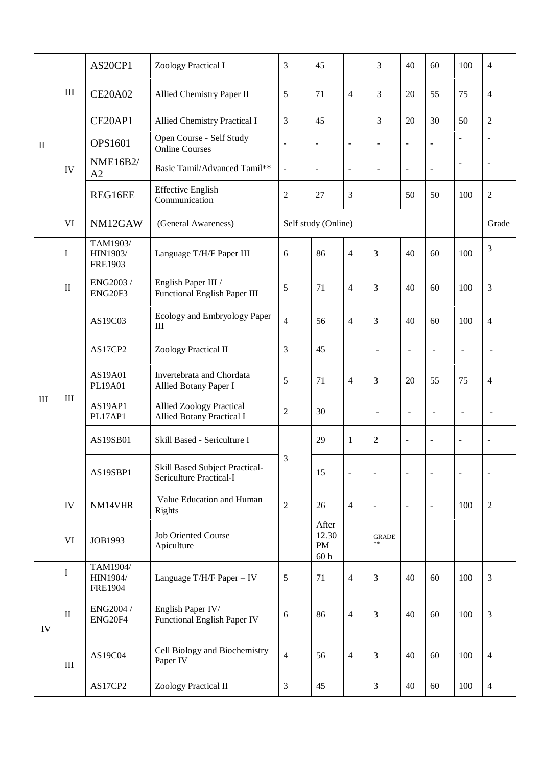| | | | | | | | | | | | |
|---|---|---|---|---|---|---|---|---|---|---|---|
| II | III | AS20CP1 | Zoology Practical I | 3 | 45 | | 3 | 40 | 60 | 100 | 4 |
| | | CE20A02 | Allied Chemistry Paper II | 5 | 71 | 4 | 3 | 20 | 55 | 75 | 4 |
| | | CE20AP1 | Allied Chemistry Practical I | 3 | 45 | | 3 | 20 | 30 | 50 | 2 |
| | IV | OPS1601 | Open Course - Self Study Online Courses | - | - | - | - | - | - | - | - |
| | | NME16B2/ A2 | Basic Tamil/Advanced Tamil** | - | - | - | - | - | - | - | - |
| | | REG16EE | Effective English Communication | 2 | 27 | 3 | | 50 | 50 | 100 | 2 |
| | VI | NM12GAW | (General Awareness) | Self study (Online) | | | | | | | Grade |
| III | I | TAM1903/ HIN1903/ FRE1903 | Language T/H/F Paper III | 6 | 86 | 4 | 3 | 40 | 60 | 100 | 3 |
| | II | ENG2003 / ENG20F3 | English Paper III / Functional English Paper III | 5 | 71 | 4 | 3 | 40 | 60 | 100 | 3 |
| | III | AS19C03 | Ecology and Embryology Paper III | 4 | 56 | 4 | 3 | 40 | 60 | 100 | 4 |
| | | AS17CP2 | Zoology Practical II | 3 | 45 | | - | - | - | - | - |
| | | AS19A01 PL19A01 | Invertebrata and Chordata Allied Botany Paper I | 5 | 71 | 4 | 3 | 20 | 55 | 75 | 4 |
| | | AS19AP1 PL17AP1 | Allied Zoology Practical Allied Botany Practical I | 2 | 30 | | - | - | - | - | - |
| | | AS19SB01 | Skill Based - Sericulture I | 3 | 29 | 1 | 2 | - | - | - | - |
| | | AS19SBP1 | Skill Based Subject Practical- Sericulture Practical-I | | 15 | - | - | - | - | - | - |
| | IV | NM14VHR | Value Education and Human Rights | 2 | 26 | 4 | - | - | - | 100 | 2 |
| | VI | JOB1993 | Job Oriented Course Apiculture | | After 12.30 PM 60 h | | GRADE ** | | | | |
| IV | I | TAM1904/ HIN1904/ FRE1904 | Language T/H/F Paper – IV | 5 | 71 | 4 | 3 | 40 | 60 | 100 | 3 |
| | II | ENG2004 / ENG20F4 | English Paper IV/ Functional English Paper IV | 6 | 86 | 4 | 3 | 40 | 60 | 100 | 3 |
| | III | AS19C04 | Cell Biology and Biochemistry Paper IV | 4 | 56 | 4 | 3 | 40 | 60 | 100 | 4 |
| | | AS17CP2 | Zoology Practical II | 3 | 45 | | 3 | 40 | 60 | 100 | 4 |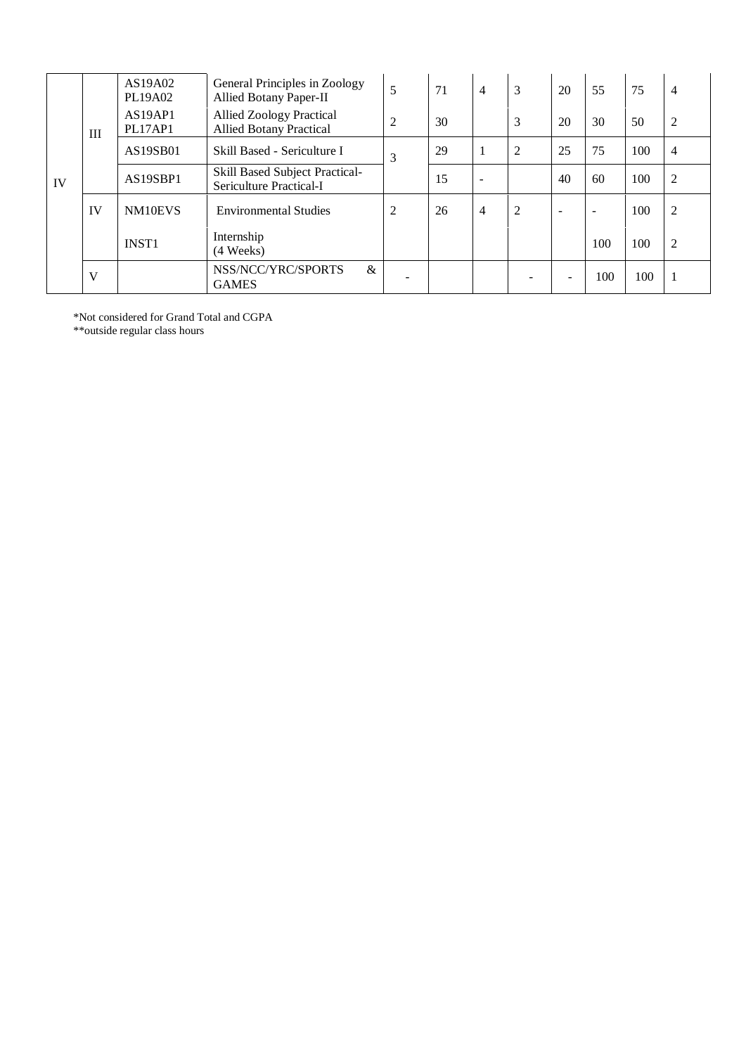| IV | III | AS19A02<br>PL19A02 | General Principles in Zoology<br>Allied Botany Paper-II | 5 | 71 | 4 | 3 | 20 | 55 | 75 | 4 |
|---|---|---|---|---|---|---|---|---|---|---|---|
| | | AS19AP1<br>PL17AP1 | Allied Zoology Practical<br>Allied Botany Practical | 2 | 30 | | 3 | 20 | 30 | 50 | 2 |
| | | AS19SB01 | Skill Based - Sericulture I | 3 | 29 | 1 | 2 | 25 | 75 | 100 | 4 |
| | | AS19SBP1 | Skill Based Subject Practical-<br>Sericulture Practical-I | | 15 | - | | 40 | 60 | 100 | 2 |
| | IV | NM10EVS | Environmental Studies | 2 | 26 | 4 | 2 | - | - | 100 | 2 |
| | | INST1 | Internship<br>(4 Weeks) | | | | | | 100 | 100 | 2 |
| | V | | NSS/NCC/YRC/SPORTS & GAMES | - | | | - | - | 100 | 100 | 1 |

*Not considered for Grand Total and CGPA

**outside regular class hours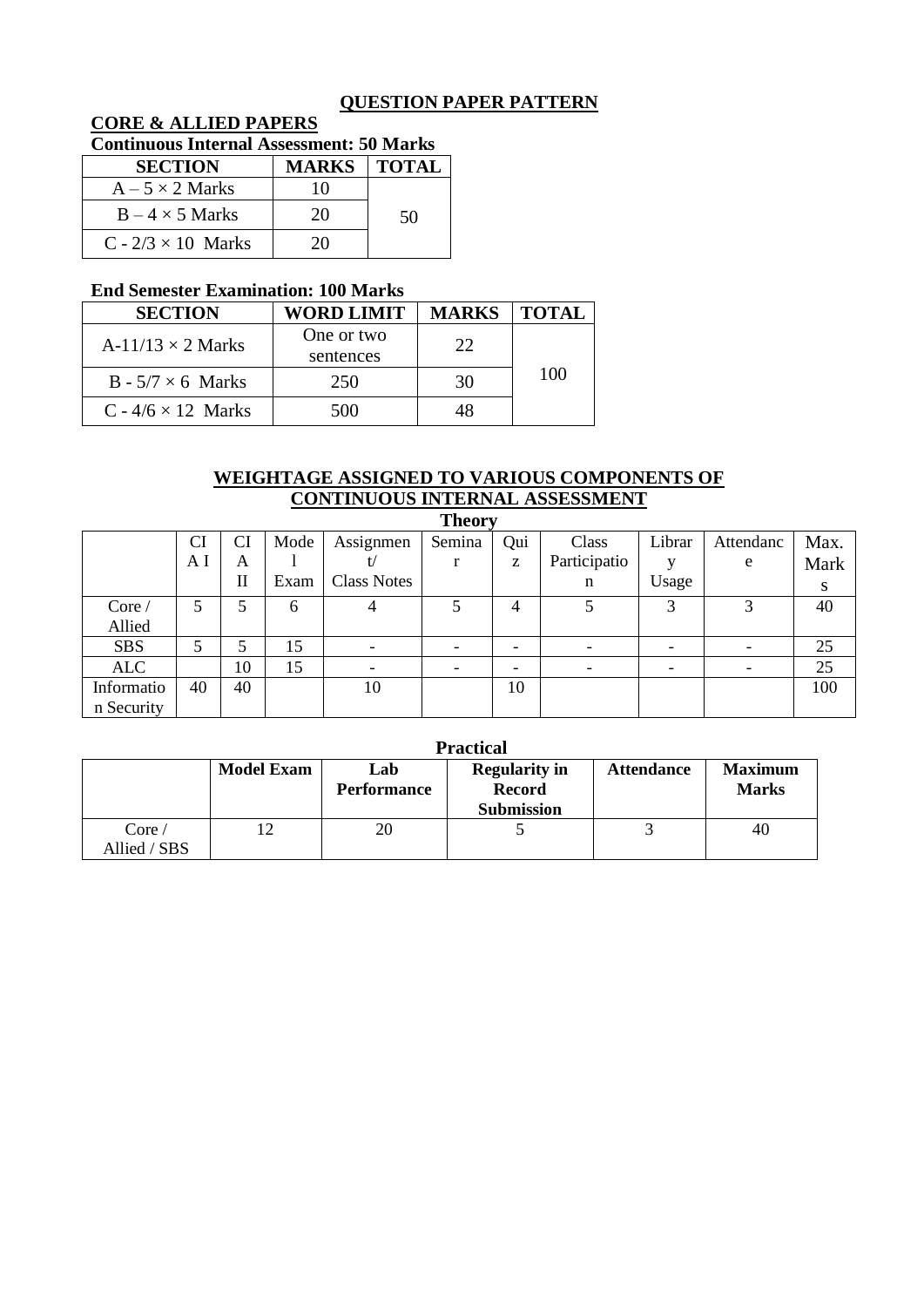## QUESTION PAPER PATTERN

### CORE & ALLIED PAPERS

**Continuous Internal Assessment: 50 Marks**

| SECTION | MARKS | TOTAL |
|---|---|---|
| A – 5 × 2 Marks | 10 | 50 |
| B – 4 × 5 Marks | 20 | |
| C - 2/3 × 10 Marks | 20 | |

**End Semester Examination: 100 Marks**

| SECTION | WORD LIMIT | MARKS | TOTAL |
|---|---|---|---|
| A-11/13 × 2 Marks | One or two sentences | 22 | 100 |
| B - 5/7 × 6 Marks | 250 | 30 | |
| C - 4/6 × 12 Marks | 500 | 48 | |

## WEIGHTAGE ASSIGNED TO VARIOUS COMPONENTS OF CONTINUOUS INTERNAL ASSESSMENT

**Theory**

| | CIA I | CIA II | Model Exam | Assignment/ Class Notes | Seminar | Quiz | Class Participation | Library Usage | Attendance | Max. Marks |
|---|---|---|---|---|---|---|---|---|---|---|
| Core / Allied | 5 | 5 | 6 | 4 | 5 | 4 | 5 | 3 | 3 | 40 |
| SBS | 5 | 5 | 15 | - | - | - | - | - | - | 25 |
| ALC | | 10 | 15 | - | - | - | - | - | - | 25 |
| Information Security | 40 | 40 | | 10 | | 10 | | | | 100 |

**Practical**

| | Model Exam | Lab Performance | Regularity in Record Submission | Attendance | Maximum Marks |
|---|---|---|---|---|---|
| Core / Allied / SBS | 12 | 20 | 5 | 3 | 40 |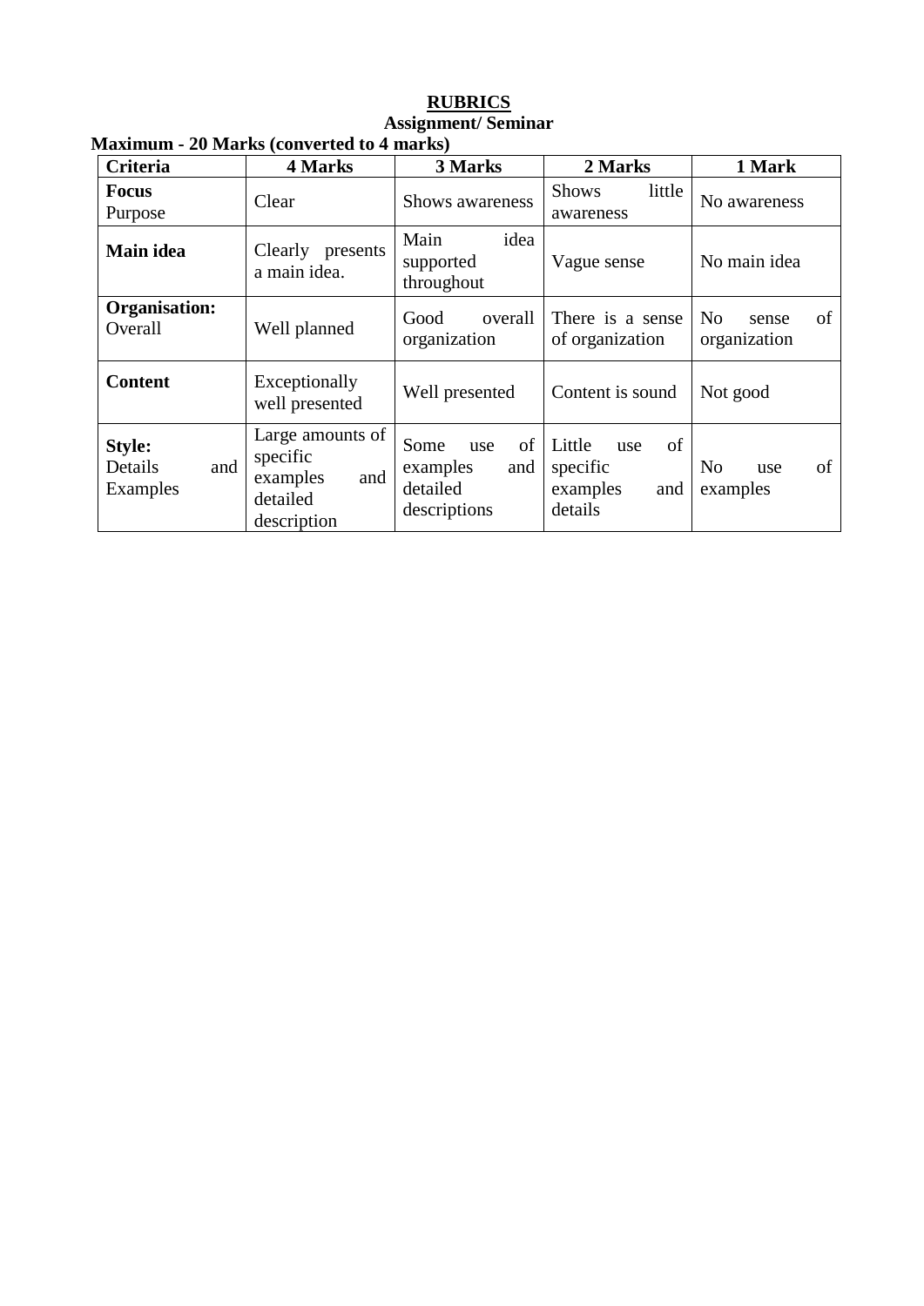# RUBRICS

## Assignment/ Seminar

**Maximum - 20 Marks (converted to 4 marks)**

| Criteria | 4 Marks | 3 Marks | 2 Marks | 1 Mark |
|---|---|---|---|---|
| **Focus** Purpose | Clear | Shows awareness | Shows little awareness | No awareness |
| **Main idea** | Clearly presents a main idea. | Main idea supported throughout | Vague sense | No main idea |
| **Organisation:** Overall | Well planned | Good overall organization | There is a sense of organization | No sense of organization |
| **Content** | Exceptionally well presented | Well presented | Content is sound | Not good |
| **Style:** Details and Examples | Large amounts of specific examples and detailed description | Some use of examples and detailed descriptions | Little use of specific examples and details | No use of examples |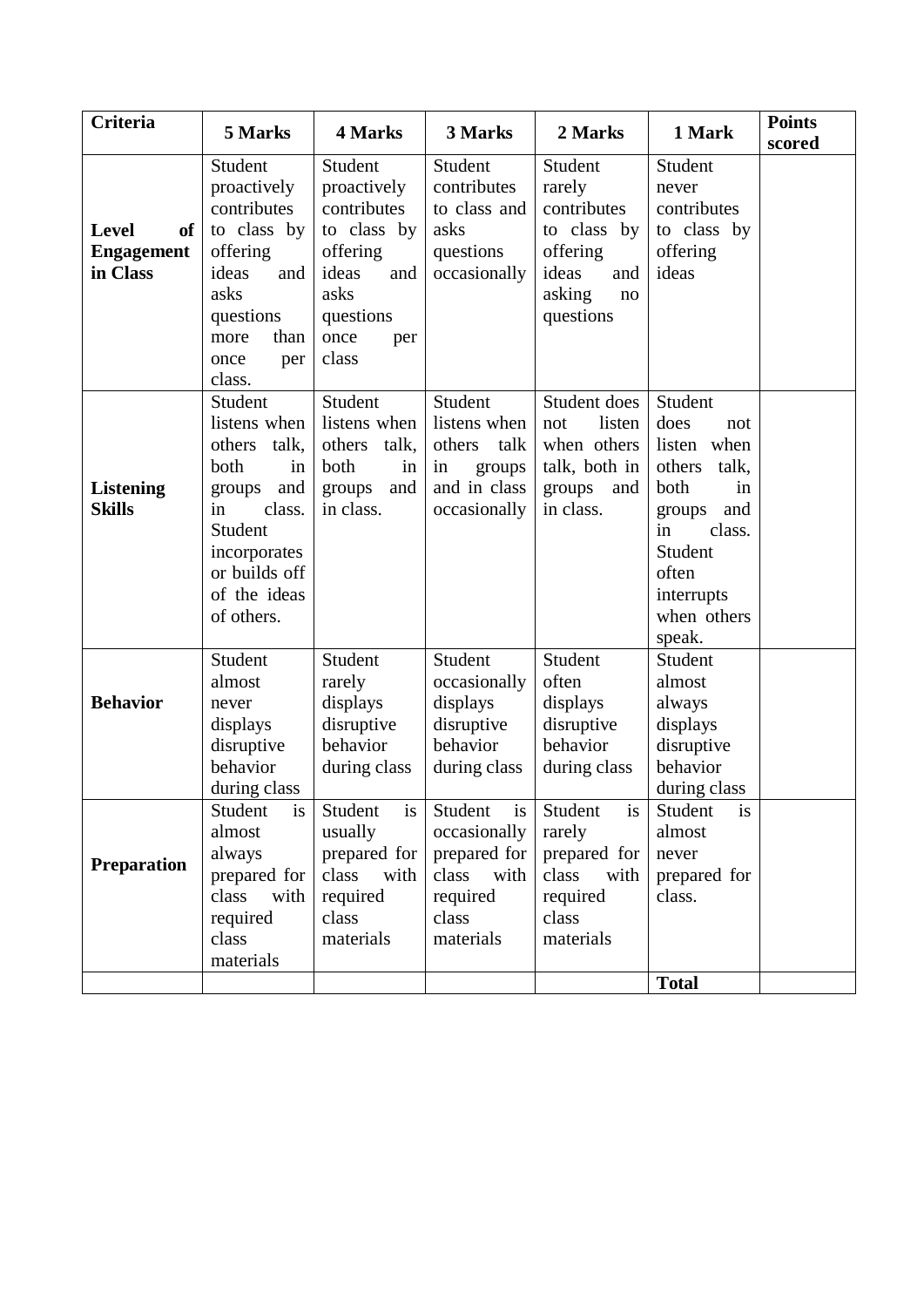| **Criteria** | **5 Marks** | **4 Marks** | **3 Marks** | **2 Marks** | **1 Mark** | **Points scored** |
|---|---|---|---|---|---|---|
| **Level of Engagement in Class** | Student proactively contributes to class by offering ideas and asks questions more than once per class. | Student proactively contributes to class by offering ideas and asks questions once per class | Student contributes to class and asks questions occasionally | Student rarely contributes to class by offering ideas and asking no questions | Student never contributes to class by offering ideas | |
| **Listening Skills** | Student listens when others talk, both in groups and in class. Student incorporates or builds off of the ideas of others. | Student listens when others talk, both in groups and in class. | Student listens when others talk in groups and in class occasionally | Student does not listen when others talk, both in groups and in class. | Student does not listen when others talk, both in groups and in class. Student often interrupts when others speak. | |
| **Behavior** | Student almost never displays disruptive behavior during class | Student rarely displays disruptive behavior during class | Student occasionally displays disruptive behavior during class | Student often displays disruptive behavior during class | Student almost always displays disruptive behavior during class | |
| **Preparation** | Student is almost always prepared for class with required class materials | Student is usually prepared for class with required class materials | Student is occasionally prepared for class with required class materials | Student is rarely prepared for class with required class materials | Student is almost never prepared for class. | |
| | | | | | **Total** | |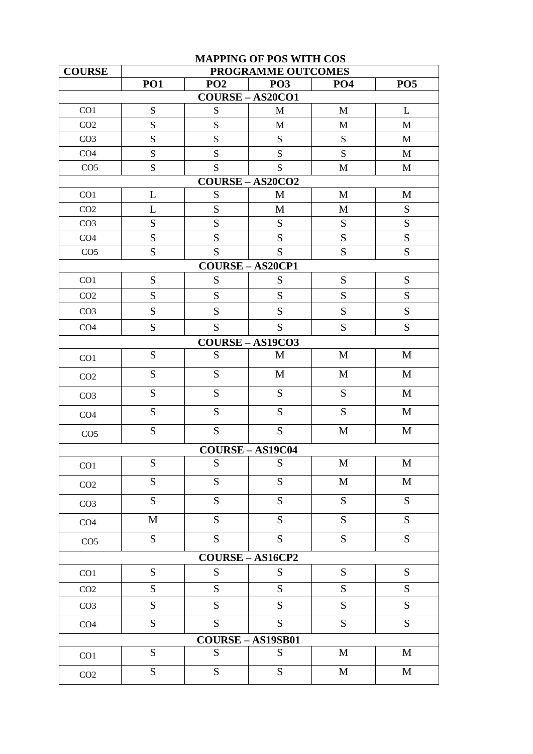**MAPPING OF POS WITH COS**

| COURSE | PROGRAMME OUTCOMES | | | | |
|---|---|---|---|---|---|
| | **PO1** | **PO2** | **PO3** | **PO4** | **PO5** |
| **COURSE – AS20CO1** | | | | | |
| CO1 | S | S | M | M | L |
| CO2 | S | S | M | M | M |
| CO3 | S | S | S | S | M |
| CO4 | S | S | S | S | M |
| CO5 | S | S | S | M | M |
| **COURSE – AS20CO2** | | | | | |
| CO1 | L | S | M | M | M |
| CO2 | L | S | M | M | S |
| CO3 | S | S | S | S | S |
| CO4 | S | S | S | S | S |
| CO5 | S | S | S | S | S |
| **COURSE – AS20CP1** | | | | | |
| CO1 | S | S | S | S | S |
| CO2 | S | S | S | S | S |
| CO3 | S | S | S | S | S |
| CO4 | S | S | S | S | S |
| **COURSE – AS19CO3** | | | | | |
| CO1 | S | S | M | M | M |
| CO2 | S | S | M | M | M |
| CO3 | S | S | S | S | M |
| CO4 | S | S | S | S | M |
| CO5 | S | S | S | M | M |
| **COURSE – AS19C04** | | | | | |
| CO1 | S | S | S | M | M |
| CO2 | S | S | S | M | M |
| CO3 | S | S | S | S | S |
| CO4 | M | S | S | S | S |
| CO5 | S | S | S | S | S |
| **COURSE – AS16CP2** | | | | | |
| CO1 | S | S | S | S | S |
| CO2 | S | S | S | S | S |
| CO3 | S | S | S | S | S |
| CO4 | S | S | S | S | S |
| **COURSE – AS19SB01** | | | | | |
| CO1 | S | S | S | M | M |
| CO2 | S | S | S | M | M |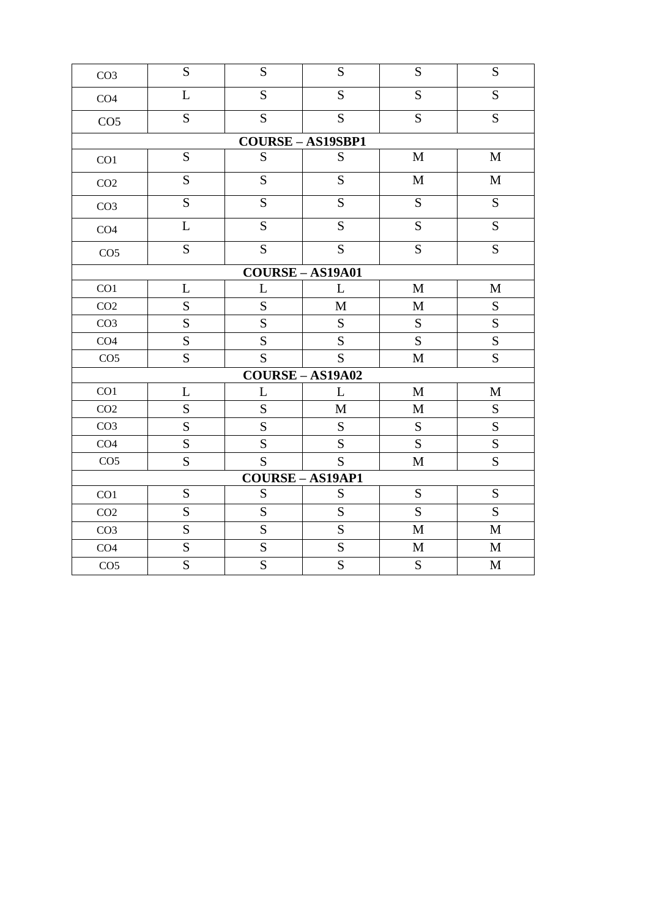| | | | | | |
|---|---|---|---|---|---|
| CO3 | S | S | S | S | S |
| CO4 | L | S | S | S | S |
| CO5 | S | S | S | S | S |
| **COURSE – AS19SBP1** | | | | | |
| CO1 | S | S | S | M | M |
| CO2 | S | S | S | M | M |
| CO3 | S | S | S | S | S |
| CO4 | L | S | S | S | S |
| CO5 | S | S | S | S | S |
| **COURSE – AS19A01** | | | | | |
| CO1 | L | L | L | M | M |
| CO2 | S | S | M | M | S |
| CO3 | S | S | S | S | S |
| CO4 | S | S | S | S | S |
| CO5 | S | S | S | M | S |
| **COURSE – AS19A02** | | | | | |
| CO1 | L | L | L | M | M |
| CO2 | S | S | M | M | S |
| CO3 | S | S | S | S | S |
| CO4 | S | S | S | S | S |
| CO5 | S | S | S | M | S |
| **COURSE – AS19AP1** | | | | | |
| CO1 | S | S | S | S | S |
| CO2 | S | S | S | S | S |
| CO3 | S | S | S | M | M |
| CO4 | S | S | S | M | M |
| CO5 | S | S | S | S | M |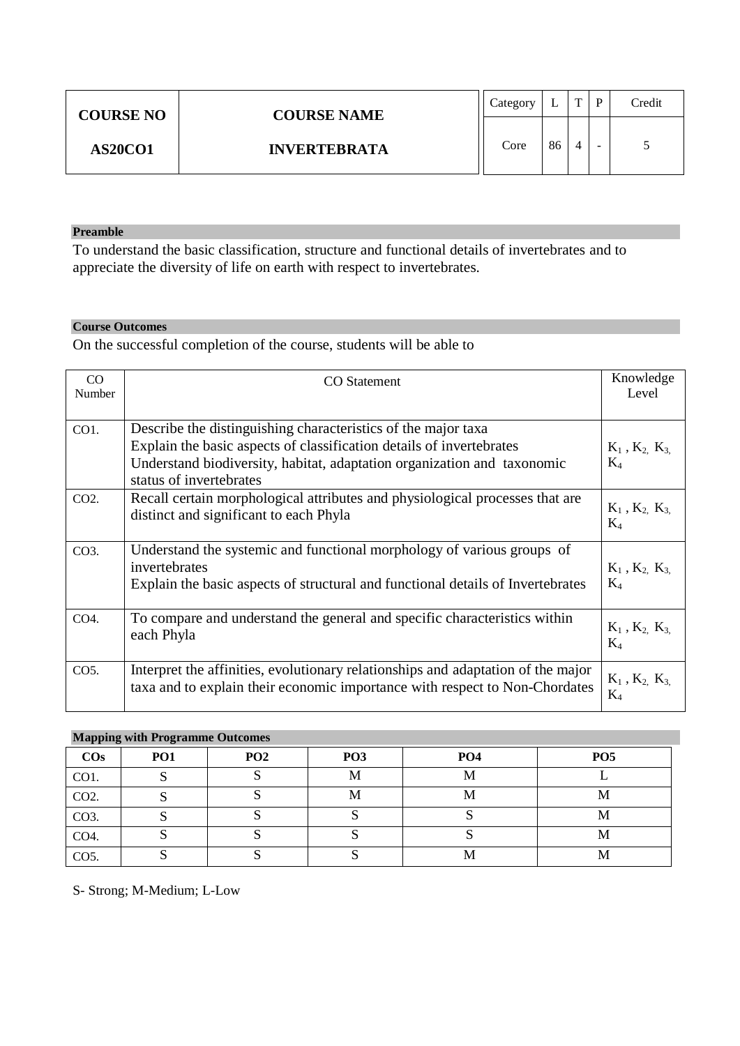| COURSE NO | COURSE NAME | Category | L | T | P | Credit |
|---|---|---|---|---|---|---|
| AS20CO1 | INVERTEBRATA | Core | 86 | 4 | - | 5 |

**Preamble**

To understand the basic classification, structure and functional details of invertebrates and to appreciate the diversity of life on earth with respect to invertebrates.

**Course Outcomes**

On the successful completion of the course, students will be able to

| CO Number | CO Statement | Knowledge Level |
|---|---|---|
| CO1. | Describe the distinguishing characteristics of the major taxa<br>Explain the basic aspects of classification details of invertebrates<br>Understand biodiversity, habitat, adaptation organization and taxonomic status of invertebrates | $K_1$ , $K_2$, $K_3$, $K_4$ |
| CO2. | Recall certain morphological attributes and physiological processes that are distinct and significant to each Phyla | $K_1$ , $K_2$, $K_3$, $K_4$ |
| CO3. | Understand the systemic and functional morphology of various groups of invertebrates<br>Explain the basic aspects of structural and functional details of Invertebrates | $K_1$ , $K_2$, $K_3$, $K_4$ |
| CO4. | To compare and understand the general and specific characteristics within each Phyla | $K_1$ , $K_2$, $K_3$, $K_4$ |
| CO5. | Interpret the affinities, evolutionary relationships and adaptation of the major taxa and to explain their economic importance with respect to Non-Chordates | $K_1$ , $K_2$, $K_3$, $K_4$ |

**Mapping with Programme Outcomes**

| COs | PO1 | PO2 | PO3 | PO4 | PO5 |
|---|---|---|---|---|---|
| CO1. | S | S | M | M | L |
| CO2. | S | S | M | M | M |
| CO3. | S | S | S | S | M |
| CO4. | S | S | S | S | M |
| CO5. | S | S | S | M | M |

S- Strong; M-Medium; L-Low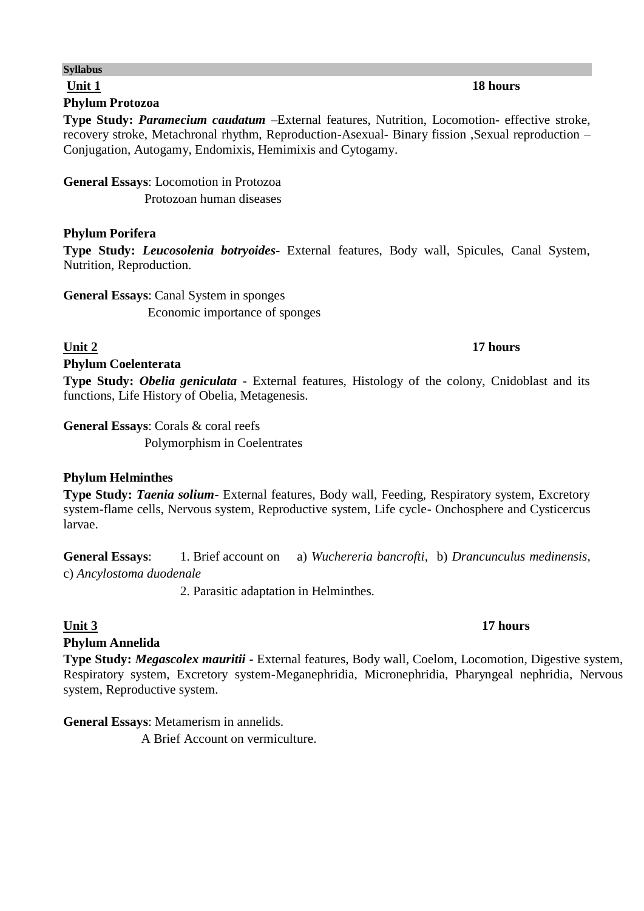**Syllabus**

**Unit 1** **18 hours**

**Phylum Protozoa**

**Type Study:** ***Paramecium caudatum*** –External features, Nutrition, Locomotion- effective stroke, recovery stroke, Metachronal rhythm, Reproduction-Asexual- Binary fission ,Sexual reproduction – Conjugation, Autogamy, Endomixis, Hemimixis and Cytogamy.

**General Essays**: Locomotion in Protozoa
Protozoan human diseases

**Phylum Porifera**

**Type Study:** ***Leucosolenia botryoides***- External features, Body wall, Spicules, Canal System, Nutrition, Reproduction.

**General Essays**: Canal System in sponges
Economic importance of sponges

**Unit 2** **17 hours**

**Phylum Coelenterata**

**Type Study:** ***Obelia geniculata*** - External features, Histology of the colony, Cnidoblast and its functions, Life History of Obelia, Metagenesis.

**General Essays**: Corals & coral reefs
Polymorphism in Coelentrates

**Phylum Helminthes**

**Type Study:** ***Taenia solium***- External features, Body wall, Feeding, Respiratory system, Excretory system-flame cells, Nervous system, Reproductive system, Life cycle- Onchosphere and Cysticercus larvae.

**General Essays**: 1. Brief account on a) *Wuchereria bancrofti*, b) *Drancunculus medinensis*, c) *Ancylostoma duodenale*
2. Parasitic adaptation in Helminthes.

**Unit 3** **17 hours**

**Phylum Annelida**

**Type Study:** ***Megascolex mauritii*** - External features, Body wall, Coelom, Locomotion, Digestive system, Respiratory system, Excretory system-Meganephridia, Micronephridia, Pharyngeal nephridia, Nervous system, Reproductive system.

**General Essays**: Metamerism in annelids.
A Brief Account on vermiculture.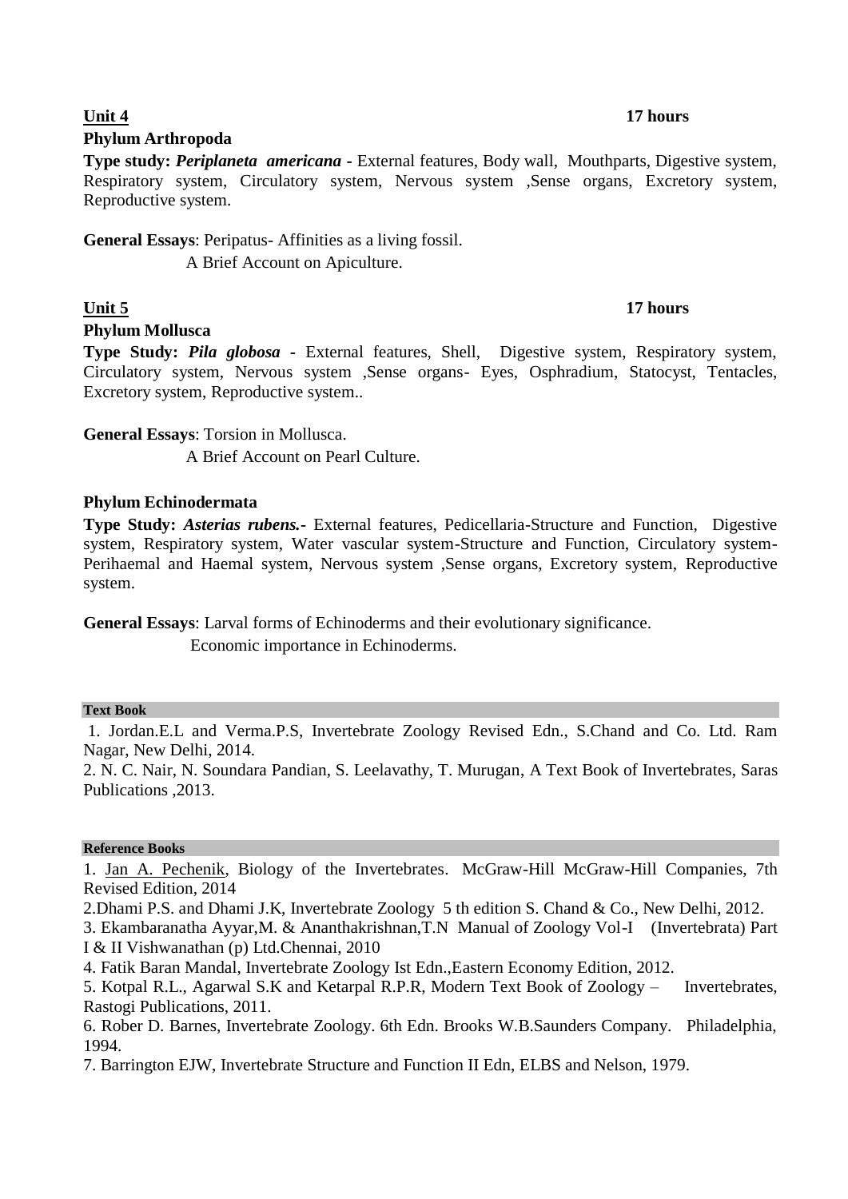**Unit 4** **17 hours**

**Phylum Arthropoda**

**Type study: *Periplaneta americana* -** External features, Body wall, Mouthparts, Digestive system, Respiratory system, Circulatory system, Nervous system ,Sense organs, Excretory system, Reproductive system.

**General Essays**: Peripatus- Affinities as a living fossil.
A Brief Account on Apiculture.

**Unit 5** **17 hours**

**Phylum Mollusca**

**Type Study: *Pila globosa* -** External features, Shell, Digestive system, Respiratory system, Circulatory system, Nervous system ,Sense organs- Eyes, Osphradium, Statocyst, Tentacles, Excretory system, Reproductive system..

**General Essays**: Torsion in Mollusca.
A Brief Account on Pearl Culture.

**Phylum Echinodermata**

**Type Study: *Asterias rubens.*-** External features, Pedicellaria-Structure and Function, Digestive system, Respiratory system, Water vascular system-Structure and Function, Circulatory system- Perihaemal and Haemal system, Nervous system ,Sense organs, Excretory system, Reproductive system.

**General Essays**: Larval forms of Echinoderms and their evolutionary significance.
Economic importance in Echinoderms.

**Text Book**

1. Jordan.E.L and Verma.P.S, Invertebrate Zoology Revised Edn., S.Chand and Co. Ltd. Ram Nagar, New Delhi, 2014.
2. N. C. Nair, N. Soundara Pandian, S. Leelavathy, T. Murugan, A Text Book of Invertebrates, Saras Publications ,2013.

**Reference Books**

1. Jan A. Pechenik, Biology of the Invertebrates. McGraw-Hill McGraw-Hill Companies, 7th Revised Edition, 2014
2. Dhami P.S. and Dhami J.K, Invertebrate Zoology 5 th edition S. Chand & Co., New Delhi, 2012.
3. Ekambaranatha Ayyar,M. & Ananthakrishnan,T.N Manual of Zoology Vol-I (Invertebrata) Part I & II Vishwanathan (p) Ltd.Chennai, 2010
4. Fatik Baran Mandal, Invertebrate Zoology Ist Edn.,Eastern Economy Edition, 2012.
5. Kotpal R.L., Agarwal S.K and Ketarpal R.P.R, Modern Text Book of Zoology – Invertebrates, Rastogi Publications, 2011.
6. Rober D. Barnes, Invertebrate Zoology. 6th Edn. Brooks W.B.Saunders Company. Philadelphia, 1994.
7. Barrington EJW, Invertebrate Structure and Function II Edn, ELBS and Nelson, 1979.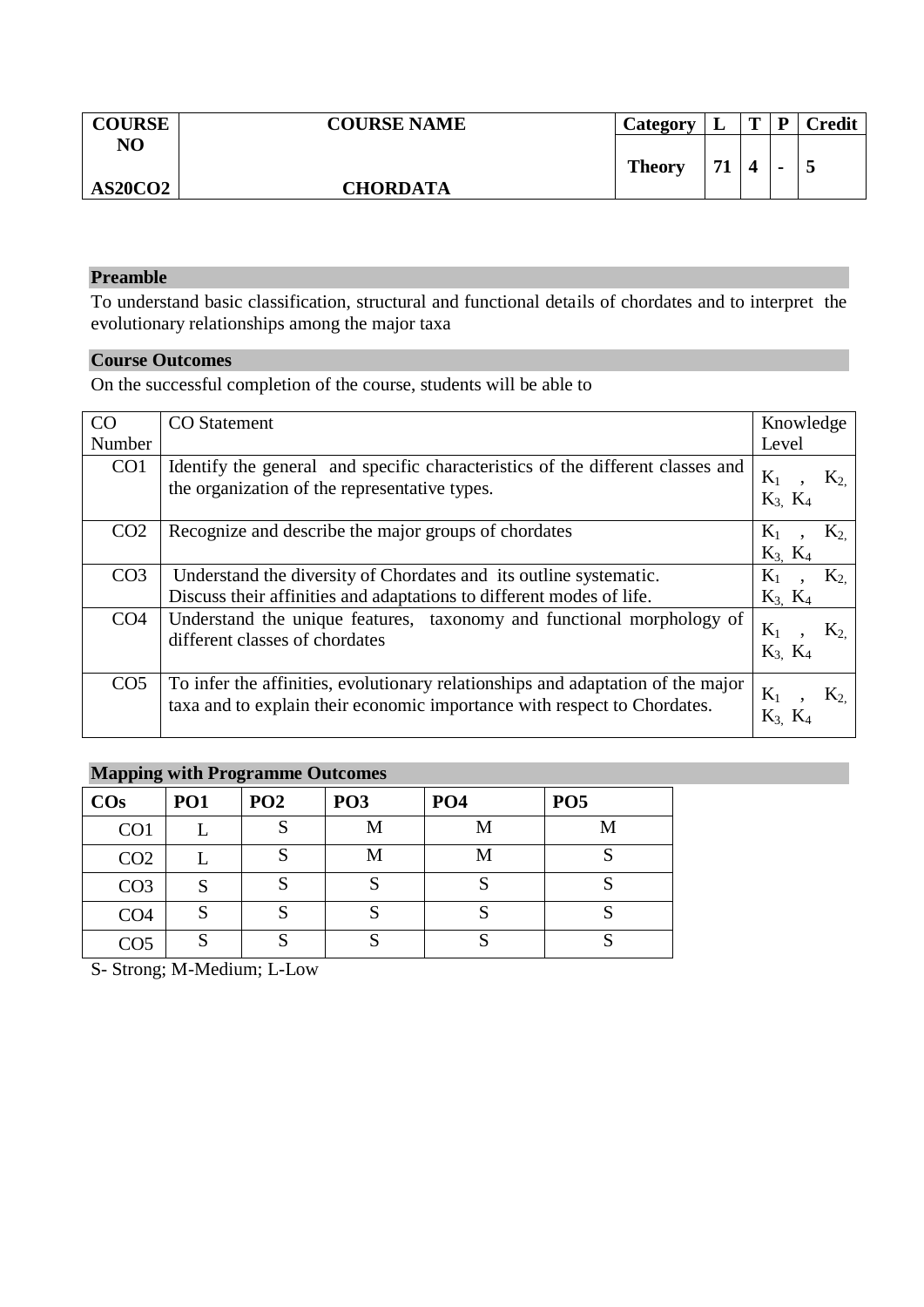| COURSE NO | COURSE NAME | Category | L | T | P | Credit |
|---|---|---|---|---|---|---|
| AS20CO2 | CHORDATA | Theory | 71 | 4 | - | 5 |

## Preamble

To understand basic classification, structural and functional details of chordates and to interpret the evolutionary relationships among the major taxa

## Course Outcomes

On the successful completion of the course, students will be able to

| CO Number | CO Statement | Knowledge Level |
|---|---|---|
| CO1 | Identify the general and specific characteristics of the different classes and the organization of the representative types. | $K_1$, $K_2$, $K_3$, $K_4$ |
| CO2 | Recognize and describe the major groups of chordates | $K_1$, $K_2$, $K_3$, $K_4$ |
| CO3 | Understand the diversity of Chordates and its outline systematic. Discuss their affinities and adaptations to different modes of life. | $K_1$, $K_2$, $K_3$, $K_4$ |
| CO4 | Understand the unique features, taxonomy and functional morphology of different classes of chordates | $K_1$, $K_2$, $K_3$, $K_4$ |
| CO5 | To infer the affinities, evolutionary relationships and adaptation of the major taxa and to explain their economic importance with respect to Chordates. | $K_1$, $K_2$, $K_3$, $K_4$ |

## Mapping with Programme Outcomes

| COs | PO1 | PO2 | PO3 | PO4 | PO5 |
|---|---|---|---|---|---|
| CO1 | L | S | M | M | M |
| CO2 | L | S | M | M | S |
| CO3 | S | S | S | S | S |
| CO4 | S | S | S | S | S |
| CO5 | S | S | S | S | S |

S- Strong; M-Medium; L-Low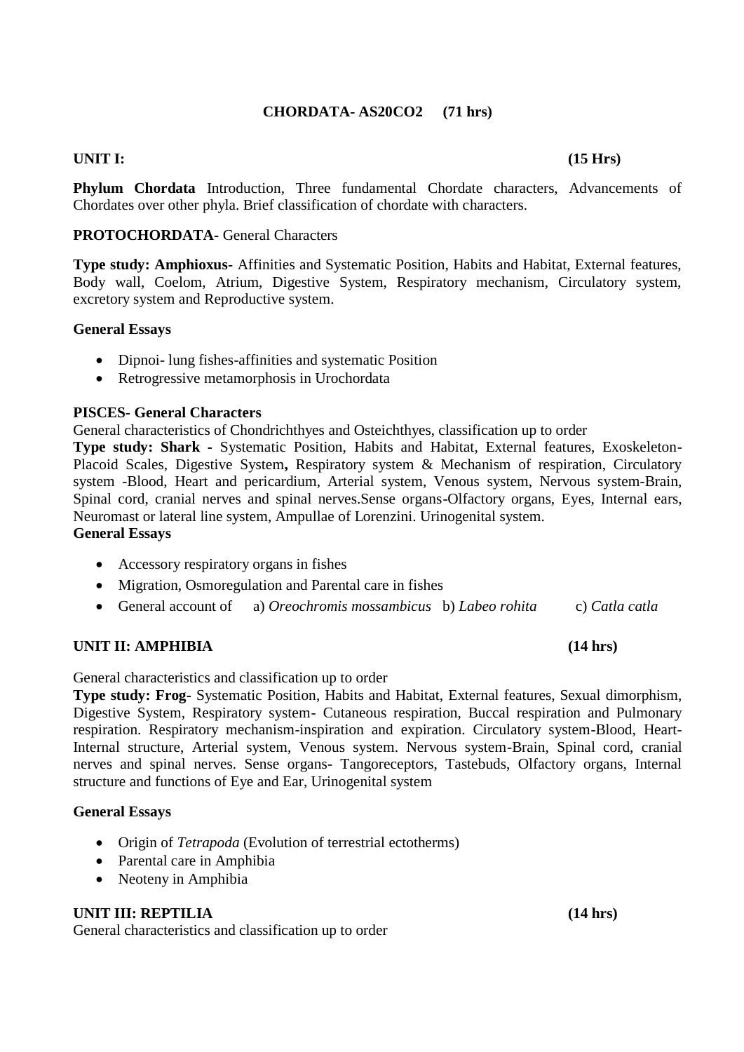## CHORDATA- AS20CO2 (71 hrs)

### UNIT I: (15 Hrs)

**Phylum Chordata** Introduction, Three fundamental Chordate characters, Advancements of Chordates over other phyla. Brief classification of chordate with characters.

**PROTOCHORDATA-** General Characters

**Type study: Amphioxus-** Affinities and Systematic Position, Habits and Habitat, External features, Body wall, Coelom, Atrium, Digestive System, Respiratory mechanism, Circulatory system, excretory system and Reproductive system.

**General Essays**

- Dipnoi- lung fishes-affinities and systematic Position
- Retrogressive metamorphosis in Urochordata

**PISCES- General Characters**

General characteristics of Chondrichthyes and Osteichthyes, classification up to order

**Type study: Shark -** Systematic Position, Habits and Habitat, External features, Exoskeleton-Placoid Scales, Digestive System**,** Respiratory system & Mechanism of respiration, Circulatory system -Blood, Heart and pericardium, Arterial system, Venous system, Nervous system-Brain, Spinal cord, cranial nerves and spinal nerves.Sense organs-Olfactory organs, Eyes, Internal ears, Neuromast or lateral line system, Ampullae of Lorenzini. Urinogenital system.

**General Essays**

- Accessory respiratory organs in fishes
- Migration, Osmoregulation and Parental care in fishes
- General account of a) *Oreochromis mossambicus* b) *Labeo rohita* c) *Catla catla*

### UNIT II: AMPHIBIA (14 hrs)

General characteristics and classification up to order

**Type study: Frog-** Systematic Position, Habits and Habitat, External features, Sexual dimorphism, Digestive System, Respiratory system- Cutaneous respiration, Buccal respiration and Pulmonary respiration. Respiratory mechanism-inspiration and expiration. Circulatory system-Blood, Heart-Internal structure, Arterial system, Venous system. Nervous system-Brain, Spinal cord, cranial nerves and spinal nerves. Sense organs- Tangoreceptors, Tastebuds, Olfactory organs, Internal structure and functions of Eye and Ear, Urinogenital system

**General Essays**

- Origin of *Tetrapoda* (Evolution of terrestrial ectotherms)
- Parental care in Amphibia
- Neoteny in Amphibia

### UNIT III: REPTILIA (14 hrs)

General characteristics and classification up to order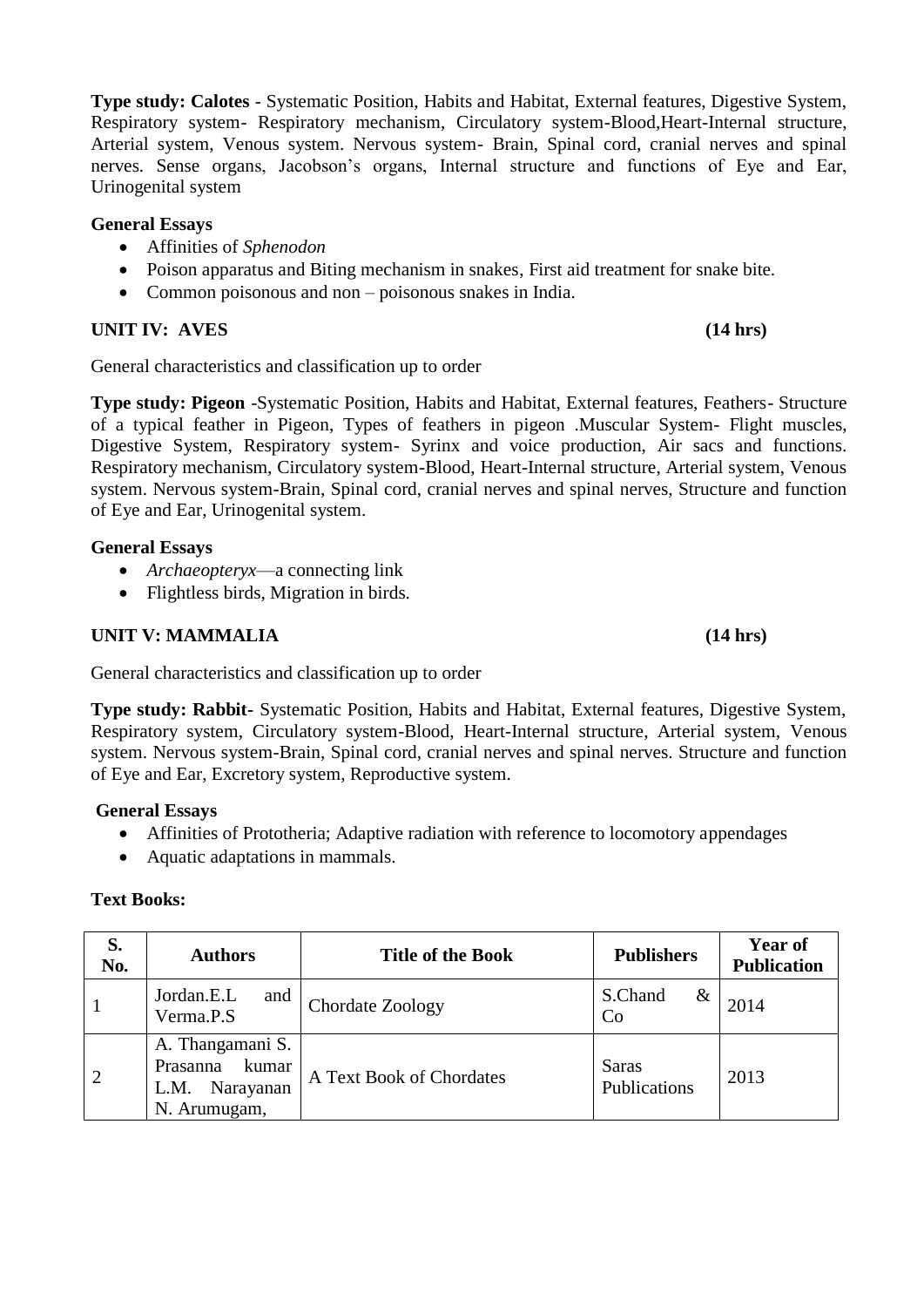**Type study: Calotes** - Systematic Position, Habits and Habitat, External features, Digestive System, Respiratory system- Respiratory mechanism, Circulatory system-Blood,Heart-Internal structure, Arterial system, Venous system. Nervous system- Brain, Spinal cord, cranial nerves and spinal nerves. Sense organs, Jacobson's organs, Internal structure and functions of Eye and Ear, Urinogenital system

**General Essays**

- Affinities of *Sphenodon*
- Poison apparatus and Biting mechanism in snakes, First aid treatment for snake bite.
- Common poisonous and non – poisonous snakes in India.

## UNIT IV: AVES (14 hrs)

General characteristics and classification up to order

**Type study: Pigeon** -Systematic Position, Habits and Habitat, External features, Feathers- Structure of a typical feather in Pigeon, Types of feathers in pigeon .Muscular System- Flight muscles, Digestive System, Respiratory system- Syrinx and voice production, Air sacs and functions. Respiratory mechanism, Circulatory system-Blood, Heart-Internal structure, Arterial system, Venous system. Nervous system-Brain, Spinal cord, cranial nerves and spinal nerves, Structure and function of Eye and Ear, Urinogenital system.

**General Essays**

- *Archaeopteryx*—a connecting link
- Flightless birds, Migration in birds.

## UNIT V: MAMMALIA (14 hrs)

General characteristics and classification up to order

**Type study: Rabbit-** Systematic Position, Habits and Habitat, External features, Digestive System, Respiratory system, Circulatory system-Blood, Heart-Internal structure, Arterial system, Venous system. Nervous system-Brain, Spinal cord, cranial nerves and spinal nerves. Structure and function of Eye and Ear, Excretory system, Reproductive system.

**General Essays**

- Affinities of Prototheria; Adaptive radiation with reference to locomotory appendages
- Aquatic adaptations in mammals.

**Text Books:**

| S. No. | Authors | Title of the Book | Publishers | Year of Publication |
|---|---|---|---|---|
| 1 | Jordan.E.L and Verma.P.S | Chordate Zoology | S.Chand & Co | 2014 |
| 2 | A. Thangamani S. Prasanna kumar L.M. Narayanan N. Arumugam, | A Text Book of Chordates | Saras Publications | 2013 |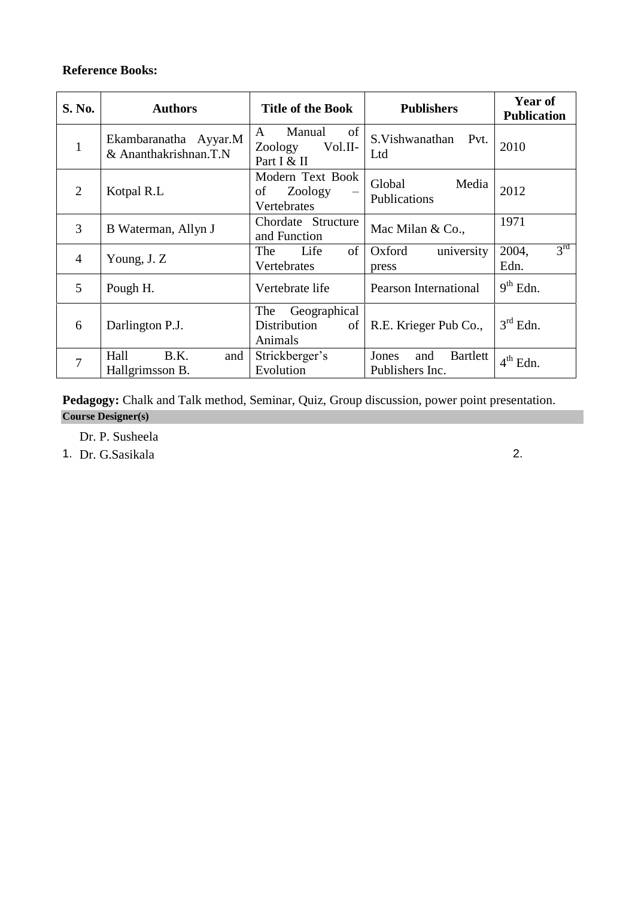**Reference Books:**

| S. No. | Authors | Title of the Book | Publishers | Year of Publication |
|---|---|---|---|---|
| 1 | Ekambaranatha Ayyar.M & Ananthakrishnan.T.N | A Manual of Zoology Vol.II-Part I & II | S.Vishwanathan Pvt. Ltd | 2010 |
| 2 | Kotpal R.L | Modern Text Book of Zoology – Vertebrates | Global Media Publications | 2012 |
| 3 | B Waterman, Allyn J | Chordate Structure and Function | Mac Milan & Co., | 1971 |
| 4 | Young, J. Z | The Life of Vertebrates | Oxford university press | 2004, 3rd Edn. |
| 5 | Pough H. | Vertebrate life | Pearson International | 9th Edn. |
| 6 | Darlington P.J. | The Geographical Distribution of Animals | R.E. Krieger Pub Co., | 3rd Edn. |
| 7 | Hall B.K. and Hallgrimsson B. | Strickberger's Evolution | Jones and Bartlett Publishers Inc. | 4th Edn. |

**Pedagogy:** Chalk and Talk method, Seminar, Quiz, Group discussion, power point presentation.

**Course Designer(s)**

1. Dr. P. Susheela
   Dr. G.Sasikala
2.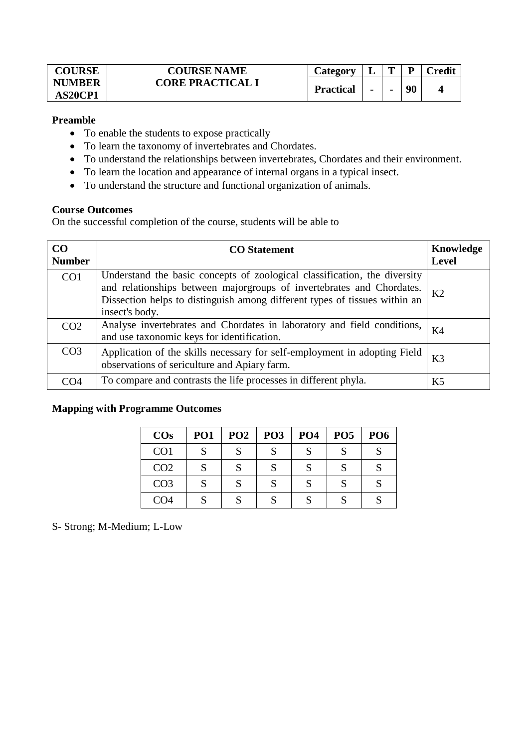| COURSE NUMBER AS20CP1 | COURSE NAME CORE PRACTICAL I | Category | L | T | P | Credit |
|---|---|---|---|---|---|---|
| | | Practical | - | - | 90 | 4 |

**Preamble**

- To enable the students to expose practically
- To learn the taxonomy of invertebrates and Chordates.
- To understand the relationships between invertebrates, Chordates and their environment.
- To learn the location and appearance of internal organs in a typical insect.
- To understand the structure and functional organization of animals.

**Course Outcomes**

On the successful completion of the course, students will be able to

| CO Number | CO Statement | Knowledge Level |
|---|---|---|
| CO1 | Understand the basic concepts of zoological classification, the diversity and relationships between majorgroups of invertebrates and Chordates. Dissection helps to distinguish among different types of tissues within an insect's body. | K2 |
| CO2 | Analyse invertebrates and Chordates in laboratory and field conditions, and use taxonomic keys for identification. | K4 |
| CO3 | Application of the skills necessary for self-employment in adopting Field observations of sericulture and Apiary farm. | K3 |
| CO4 | To compare and contrasts the life processes in different phyla. | K5 |

**Mapping with Programme Outcomes**

| COs | PO1 | PO2 | PO3 | PO4 | PO5 | PO6 |
|---|---|---|---|---|---|---|
| CO1 | S | S | S | S | S | S |
| CO2 | S | S | S | S | S | S |
| CO3 | S | S | S | S | S | S |
| CO4 | S | S | S | S | S | S |

S- Strong; M-Medium; L-Low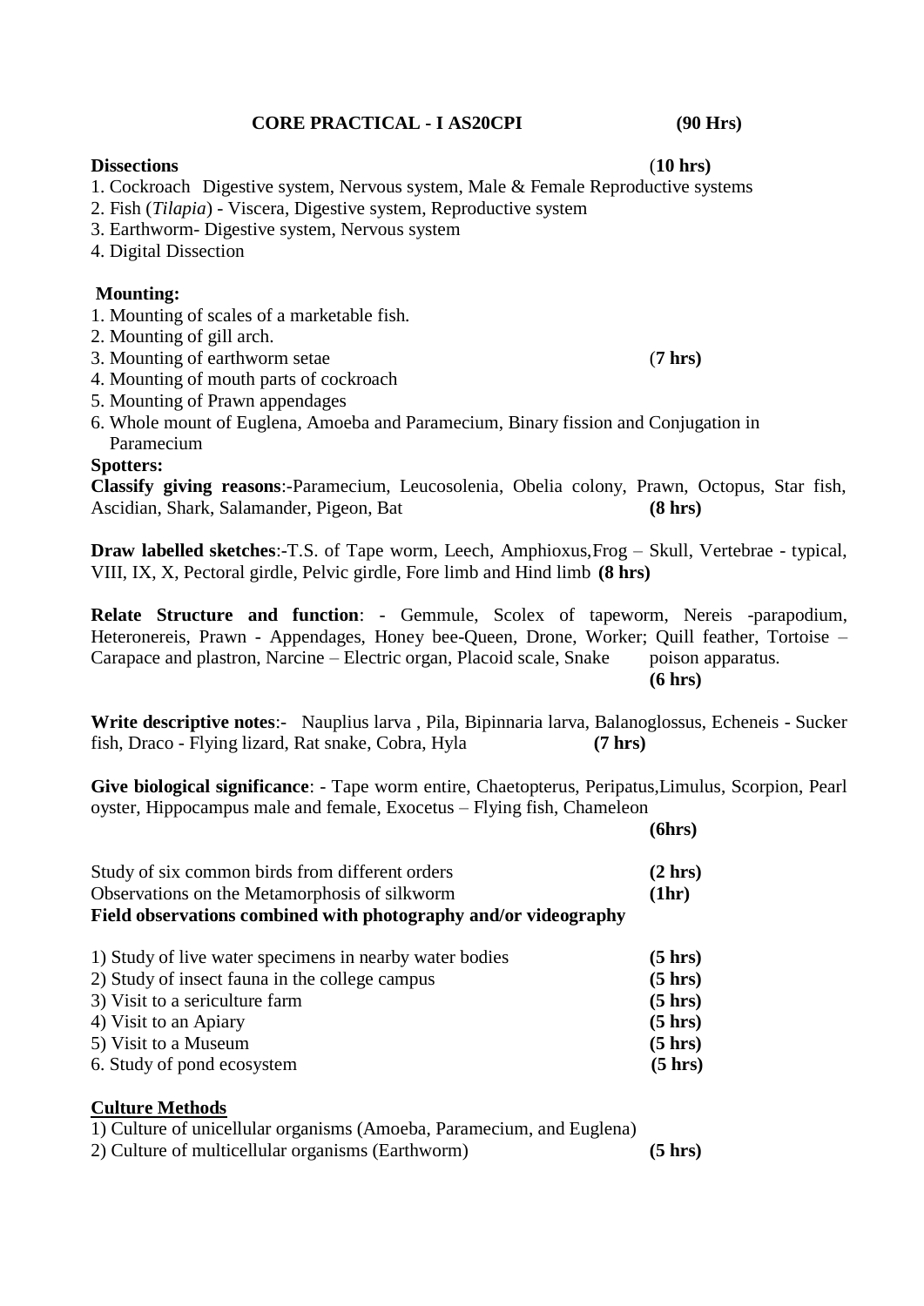**CORE PRACTICAL - I AS20CPI (90 Hrs)**

**Dissections** (**10 hrs**)

1. Cockroach Digestive system, Nervous system, Male & Female Reproductive systems
2. Fish (*Tilapia*) - Viscera, Digestive system, Reproductive system
3. Earthworm- Digestive system, Nervous system
4. Digital Dissection

**Mounting:**

1. Mounting of scales of a marketable fish.
2. Mounting of gill arch.
3. Mounting of earthworm setae (**7 hrs**)
4. Mounting of mouth parts of cockroach
5. Mounting of Prawn appendages
6. Whole mount of Euglena, Amoeba and Paramecium, Binary fission and Conjugation in Paramecium

**Spotters:**

**Classify giving reasons**:-Paramecium, Leucosolenia, Obelia colony, Prawn, Octopus, Star fish, Ascidian, Shark, Salamander, Pigeon, Bat **(8 hrs)**

**Draw labelled sketches**:-T.S. of Tape worm, Leech, Amphioxus,Frog – Skull, Vertebrae - typical, VIII, IX, X, Pectoral girdle, Pelvic girdle, Fore limb and Hind limb **(8 hrs)**

**Relate Structure and function**: - Gemmule, Scolex of tapeworm, Nereis -parapodium, Heteronereis, Prawn - Appendages, Honey bee-Queen, Drone, Worker; Quill feather, Tortoise – Carapace and plastron, Narcine – Electric organ, Placoid scale, Snake poison apparatus. **(6 hrs)**

**Write descriptive notes**:- Nauplius larva , Pila, Bipinnaria larva, Balanoglossus, Echeneis - Sucker fish, Draco - Flying lizard, Rat snake, Cobra, Hyla **(7 hrs)**

**Give biological significance**: - Tape worm entire, Chaetopterus, Peripatus,Limulus, Scorpion, Pearl oyster, Hippocampus male and female, Exocetus – Flying fish, Chameleon **(6hrs)**

Study of six common birds from different orders **(2 hrs)**
Observations on the Metamorphosis of silkworm **(1hr)**

**Field observations combined with photography and/or videography**

1) Study of live water specimens in nearby water bodies **(5 hrs)**
2) Study of insect fauna in the college campus **(5 hrs)**
3) Visit to a sericulture farm **(5 hrs)**
4) Visit to an Apiary **(5 hrs)**
5) Visit to a Museum **(5 hrs)**
6. Study of pond ecosystem **(5 hrs)**

**Culture Methods**

1) Culture of unicellular organisms (Amoeba, Paramecium, and Euglena)
2) Culture of multicellular organisms (Earthworm) **(5 hrs)**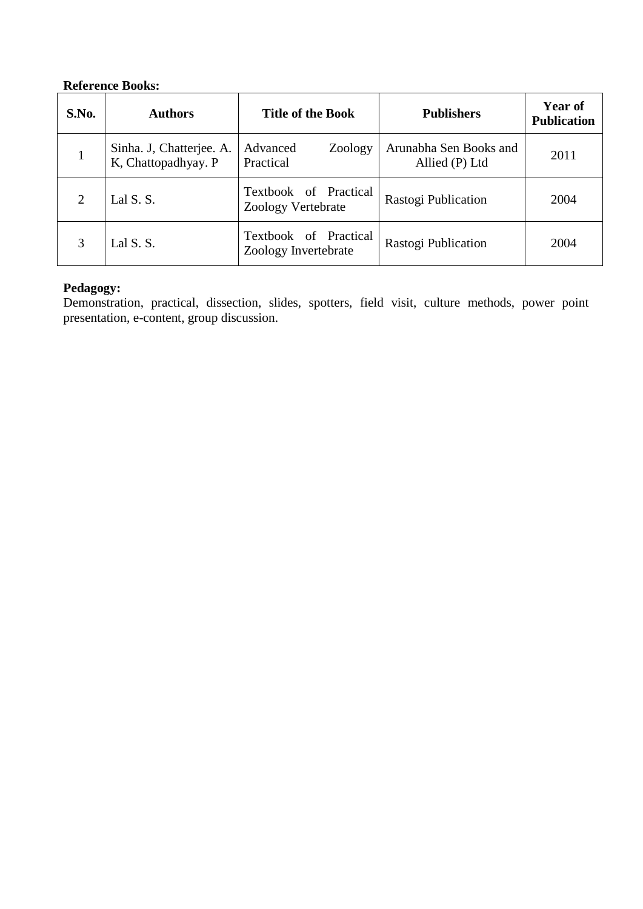**Reference Books:**

| S.No. | Authors | Title of the Book | Publishers | Year of Publication |
|---|---|---|---|---|
| 1 | Sinha. J, Chatterjee. A. K, Chattopadhyay. P | Advanced Zoology Practical | Arunabha Sen Books and Allied (P) Ltd | 2011 |
| 2 | Lal S. S. | Textbook of Practical Zoology Vertebrate | Rastogi Publication | 2004 |
| 3 | Lal S. S. | Textbook of Practical Zoology Invertebrate | Rastogi Publication | 2004 |

**Pedagogy:**
Demonstration, practical, dissection, slides, spotters, field visit, culture methods, power point presentation, e-content, group discussion.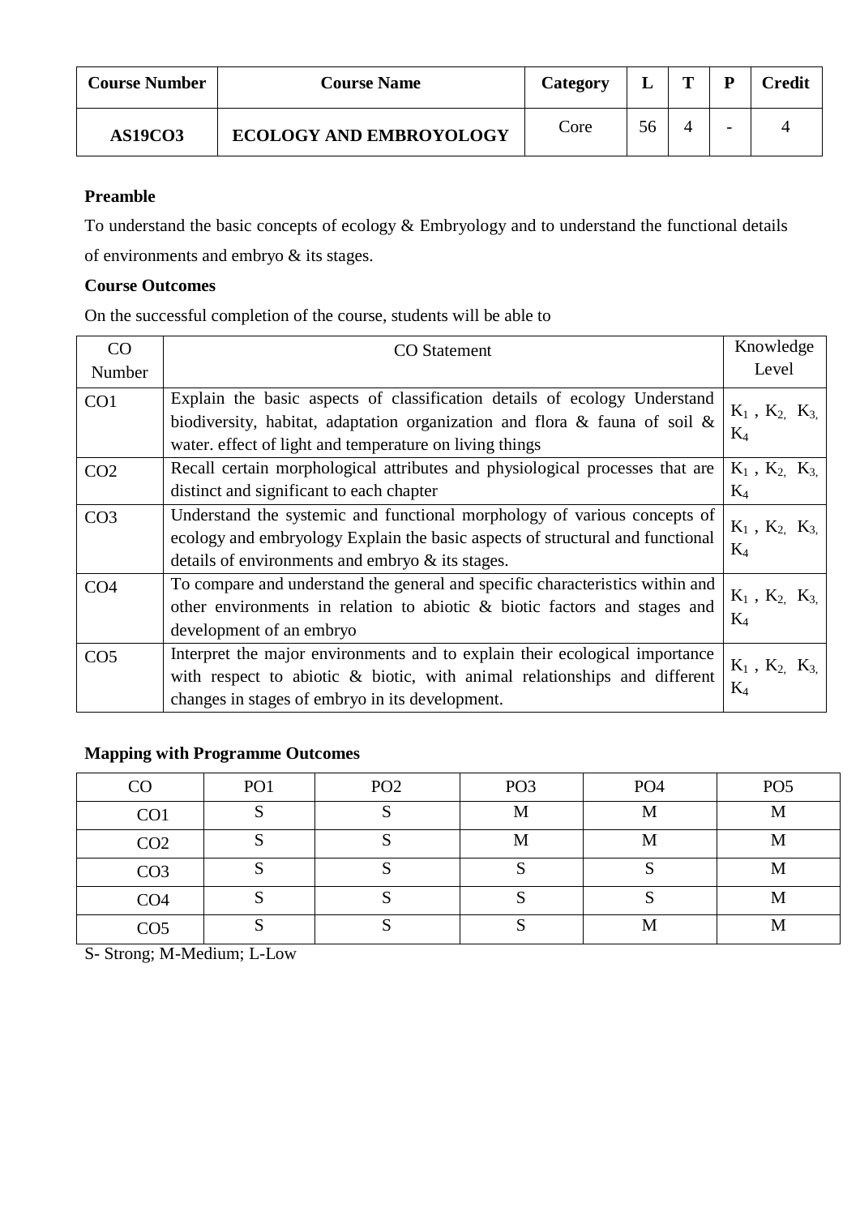| Course Number | Course Name | Category | L | T | P | Credit |
|---|---|---|---|---|---|---|
| **AS19CO3** | **ECOLOGY AND EMBROYOLOGY** | Core | 56 | 4 | - | 4 |

**Preamble**

To understand the basic concepts of ecology & Embryology and to understand the functional details of environments and embryo & its stages.

**Course Outcomes**

On the successful completion of the course, students will be able to

| CO Number | CO Statement | Knowledge Level |
|---|---|---|
| CO1 | Explain the basic aspects of classification details of ecology Understand biodiversity, habitat, adaptation organization and flora & fauna of soil & water. effect of light and temperature on living things | $K_1$ , $K_2$, $K_3$, $K_4$ |
| CO2 | Recall certain morphological attributes and physiological processes that are distinct and significant to each chapter | $K_1$ , $K_2$, $K_3$, $K_4$ |
| CO3 | Understand the systemic and functional morphology of various concepts of ecology and embryology Explain the basic aspects of structural and functional details of environments and embryo & its stages. | $K_1$ , $K_2$, $K_3$, $K_4$ |
| CO4 | To compare and understand the general and specific characteristics within and other environments in relation to abiotic & biotic factors and stages and development of an embryo | $K_1$ , $K_2$, $K_3$, $K_4$ |
| CO5 | Interpret the major environments and to explain their ecological importance with respect to abiotic & biotic, with animal relationships and different changes in stages of embryo in its development. | $K_1$ , $K_2$, $K_3$, $K_4$ |

**Mapping with Programme Outcomes**

| CO | PO1 | PO2 | PO3 | PO4 | PO5 |
|---|---|---|---|---|---|
| CO1 | S | S | M | M | M |
| CO2 | S | S | M | M | M |
| CO3 | S | S | S | S | M |
| CO4 | S | S | S | S | M |
| CO5 | S | S | S | M | M |

S- Strong; M-Medium; L-Low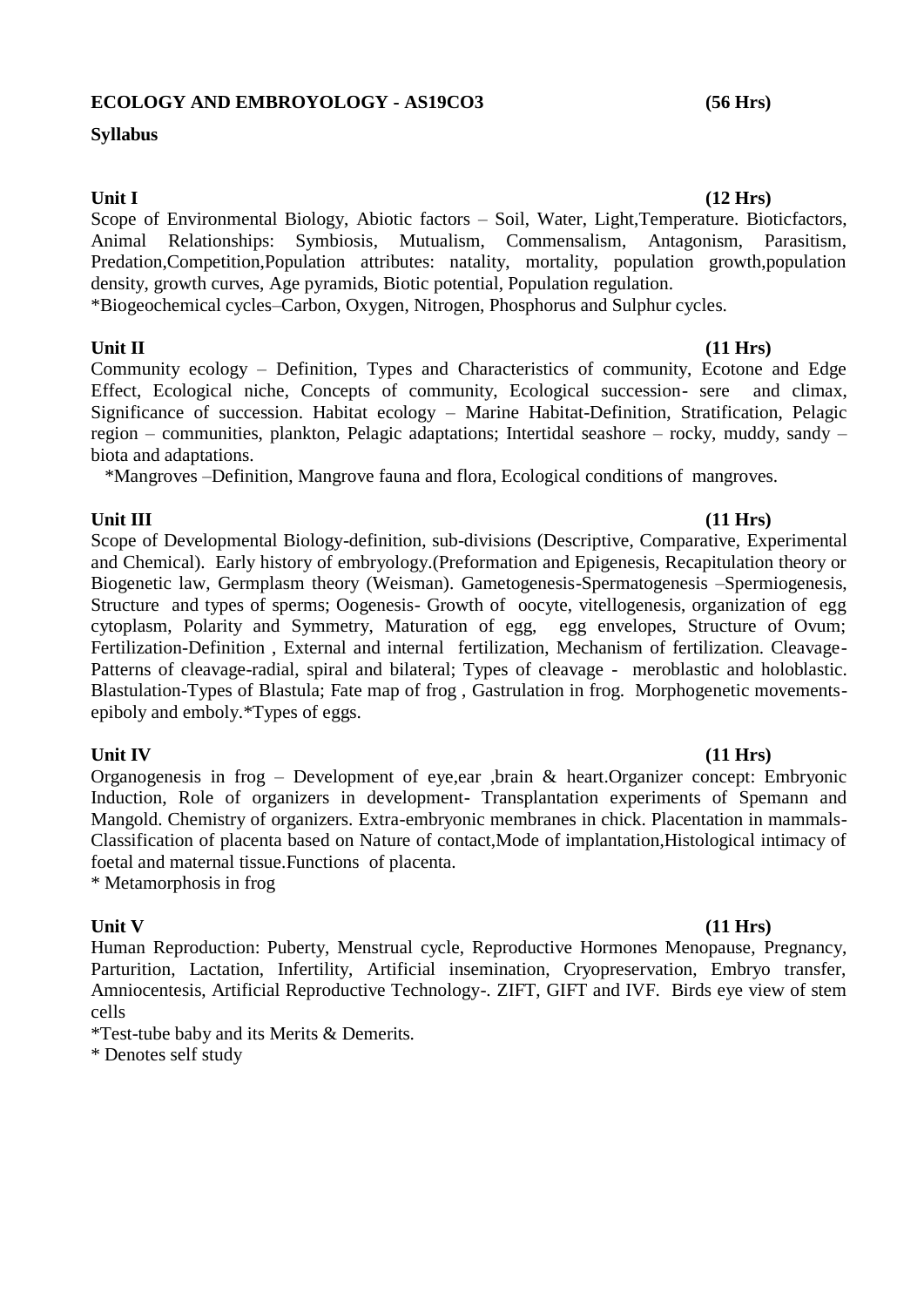**ECOLOGY AND EMBROYOLOGY - AS19CO3 (56 Hrs)**

**Syllabus**

**Unit I (12 Hrs)**

Scope of Environmental Biology, Abiotic factors – Soil, Water, Light,Temperature. Bioticfactors, Animal Relationships: Symbiosis, Mutualism, Commensalism, Antagonism, Parasitism, Predation,Competition,Population attributes: natality, mortality, population growth,population density, growth curves, Age pyramids, Biotic potential, Population regulation.

*Biogeochemical cycles–Carbon, Oxygen, Nitrogen, Phosphorus and Sulphur cycles.

**Unit II (11 Hrs)**

Community ecology – Definition, Types and Characteristics of community, Ecotone and Edge Effect, Ecological niche, Concepts of community, Ecological succession- sere and climax, Significance of succession. Habitat ecology – Marine Habitat-Definition, Stratification, Pelagic region – communities, plankton, Pelagic adaptations; Intertidal seashore – rocky, muddy, sandy – biota and adaptations.

*Mangroves –Definition, Mangrove fauna and flora, Ecological conditions of mangroves.

**Unit III (11 Hrs)**

Scope of Developmental Biology-definition, sub-divisions (Descriptive, Comparative, Experimental and Chemical). Early history of embryology.(Preformation and Epigenesis, Recapitulation theory or Biogenetic law, Germplasm theory (Weisman). Gametogenesis-Spermatogenesis –Spermiogenesis, Structure and types of sperms; Oogenesis- Growth of oocyte, vitellogenesis, organization of egg cytoplasm, Polarity and Symmetry, Maturation of egg, egg envelopes, Structure of Ovum; Fertilization-Definition , External and internal fertilization, Mechanism of fertilization. Cleavage-Patterns of cleavage-radial, spiral and bilateral; Types of cleavage - meroblastic and holoblastic. Blastulation-Types of Blastula; Fate map of frog , Gastrulation in frog. Morphogenetic movements-epiboly and emboly.*Types of eggs.

**Unit IV (11 Hrs)**

Organogenesis in frog – Development of eye,ear ,brain & heart.Organizer concept: Embryonic Induction, Role of organizers in development- Transplantation experiments of Spemann and Mangold. Chemistry of organizers. Extra-embryonic membranes in chick. Placentation in mammals-Classification of placenta based on Nature of contact,Mode of implantation,Histological intimacy of foetal and maternal tissue.Functions of placenta.

* Metamorphosis in frog

**Unit V (11 Hrs)**

Human Reproduction: Puberty, Menstrual cycle, Reproductive Hormones Menopause, Pregnancy, Parturition, Lactation, Infertility, Artificial insemination, Cryopreservation, Embryo transfer, Amniocentesis, Artificial Reproductive Technology-. ZIFT, GIFT and IVF. Birds eye view of stem cells

*Test-tube baby and its Merits & Demerits.

* Denotes self study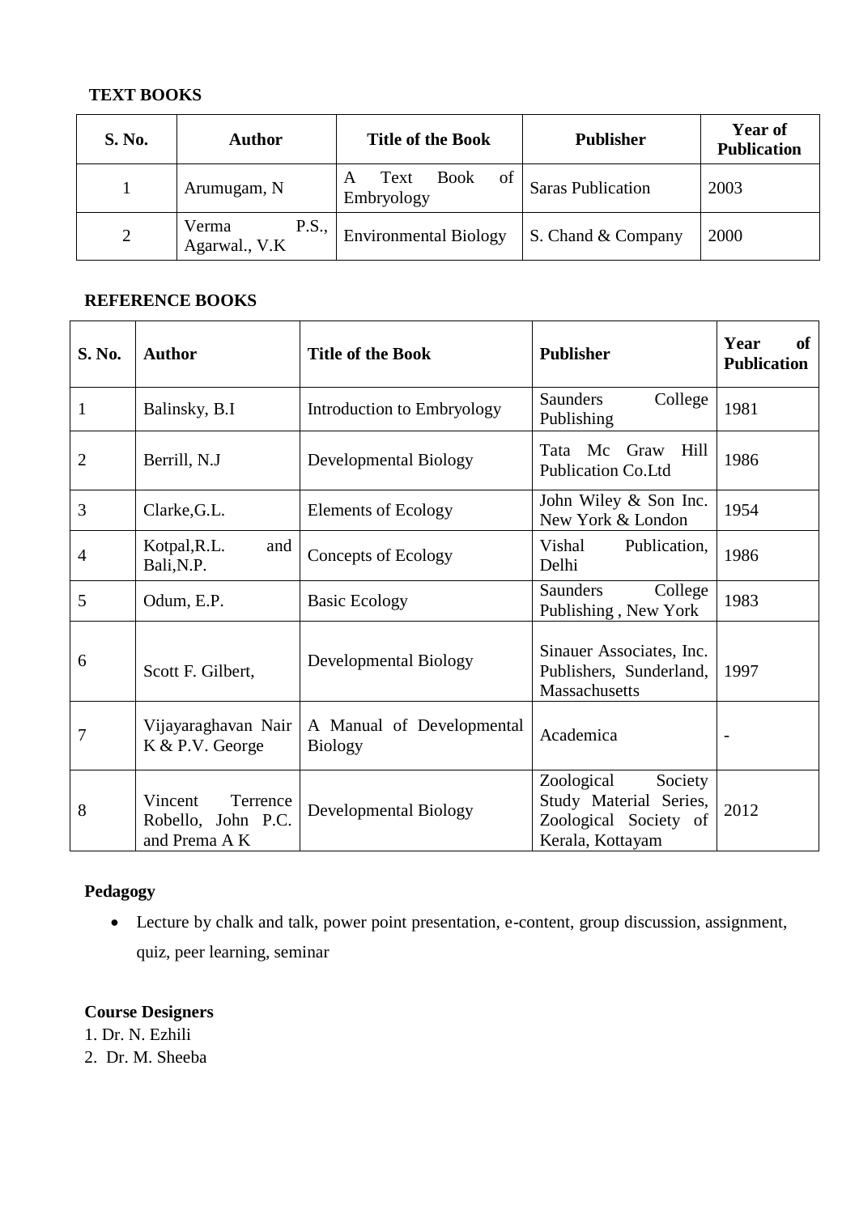**TEXT BOOKS**

| S. No. | Author | Title of the Book | Publisher | Year of Publication |
|---|---|---|---|---|
| 1 | Arumugam, N | A Text Book of Embryology | Saras Publication | 2003 |
| 2 | Verma P.S., Agarwal., V.K | Environmental Biology | S. Chand & Company | 2000 |

**REFERENCE BOOKS**

| S. No. | Author | Title of the Book | Publisher | Year of Publication |
|---|---|---|---|---|
| 1 | Balinsky, B.I | Introduction to Embryology | Saunders College Publishing | 1981 |
| 2 | Berrill, N.J | Developmental Biology | Tata Mc Graw Hill Publication Co.Ltd | 1986 |
| 3 | Clarke,G.L. | Elements of Ecology | John Wiley & Son Inc. New York & London | 1954 |
| 4 | Kotpal,R.L. and Bali,N.P. | Concepts of Ecology | Vishal Publication, Delhi | 1986 |
| 5 | Odum, E.P. | Basic Ecology | Saunders College Publishing , New York | 1983 |
| 6 | Scott F. Gilbert, | Developmental Biology | Sinauer Associates, Inc. Publishers, Sunderland, Massachusetts | 1997 |
| 7 | Vijayaraghavan Nair K & P.V. George | A Manual of Developmental Biology | Academica | - |
| 8 | Vincent Terrence Robello, John P.C. and Prema A K | Developmental Biology | Zoological Society Study Material Series, Zoological Society of Kerala, Kottayam | 2012 |

**Pedagogy**

- Lecture by chalk and talk, power point presentation, e-content, group discussion, assignment, quiz, peer learning, seminar

**Course Designers**

1. Dr. N. Ezhili
2. Dr. M. Sheeba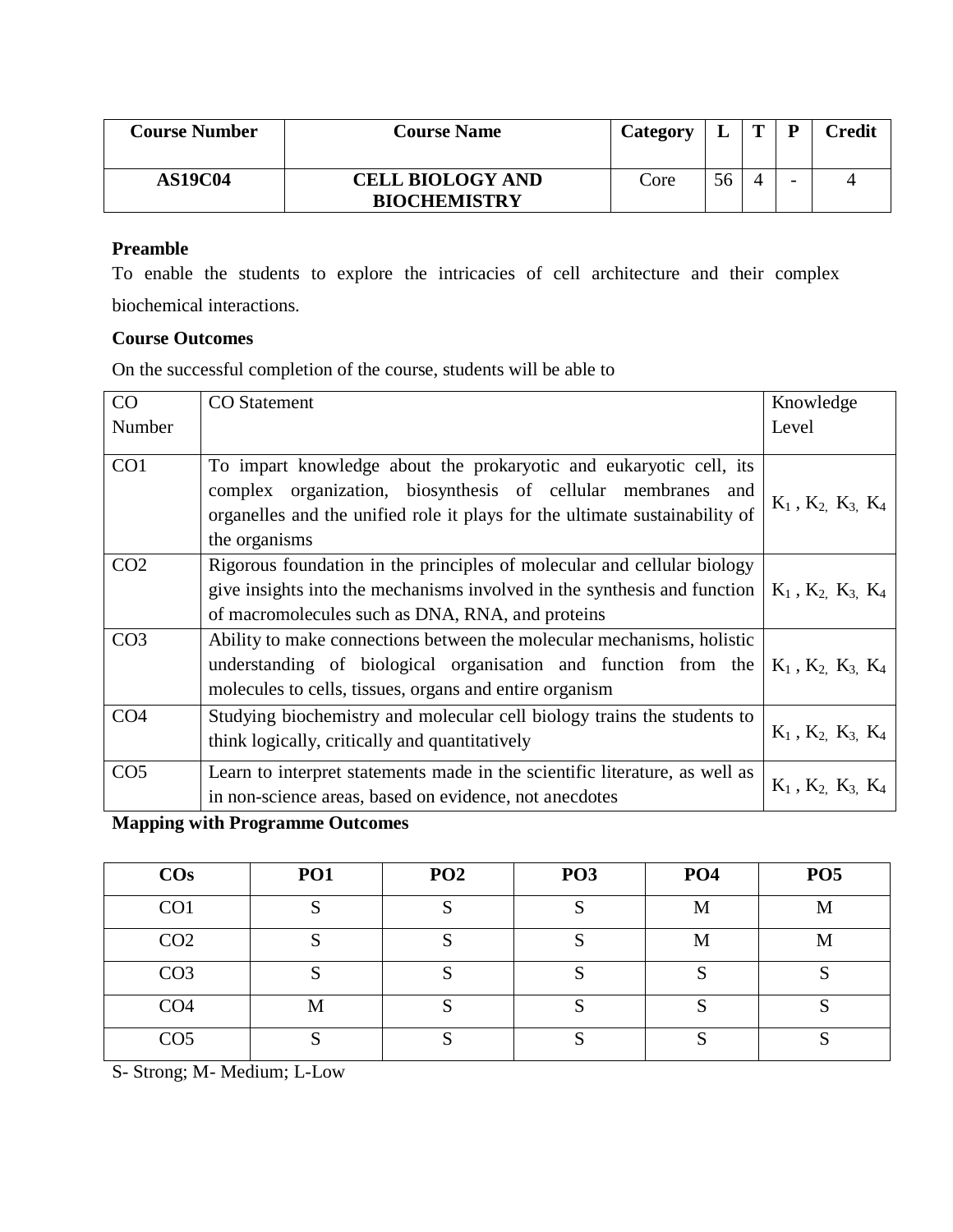| Course Number | Course Name | Category | L | T | P | Credit |
|---|---|---|---|---|---|---|
| AS19C04 | CELL BIOLOGY AND BIOCHEMISTRY | Core | 56 | 4 | - | 4 |

**Preamble**

To enable the students to explore the intricacies of cell architecture and their complex biochemical interactions.

**Course Outcomes**

On the successful completion of the course, students will be able to

| CO Number | CO Statement | Knowledge Level |
|---|---|---|
| CO1 | To impart knowledge about the prokaryotic and eukaryotic cell, its complex organization, biosynthesis of cellular membranes and organelles and the unified role it plays for the ultimate sustainability of the organisms | $K_1$ , $K_2$, $K_3$, $K_4$ |
| CO2 | Rigorous foundation in the principles of molecular and cellular biology give insights into the mechanisms involved in the synthesis and function of macromolecules such as DNA, RNA, and proteins | $K_1$ , $K_2$, $K_3$, $K_4$ |
| CO3 | Ability to make connections between the molecular mechanisms, holistic understanding of biological organisation and function from the molecules to cells, tissues, organs and entire organism | $K_1$ , $K_2$, $K_3$, $K_4$ |
| CO4 | Studying biochemistry and molecular cell biology trains the students to think logically, critically and quantitatively | $K_1$ , $K_2$, $K_3$, $K_4$ |
| CO5 | Learn to interpret statements made in the scientific literature, as well as in non-science areas, based on evidence, not anecdotes | $K_1$ , $K_2$, $K_3$, $K_4$ |

**Mapping with Programme Outcomes**

| COs | PO1 | PO2 | PO3 | PO4 | PO5 |
|---|---|---|---|---|---|
| CO1 | S | S | S | M | M |
| CO2 | S | S | S | M | M |
| CO3 | S | S | S | S | S |
| CO4 | M | S | S | S | S |
| CO5 | S | S | S | S | S |

S- Strong; M- Medium; L-Low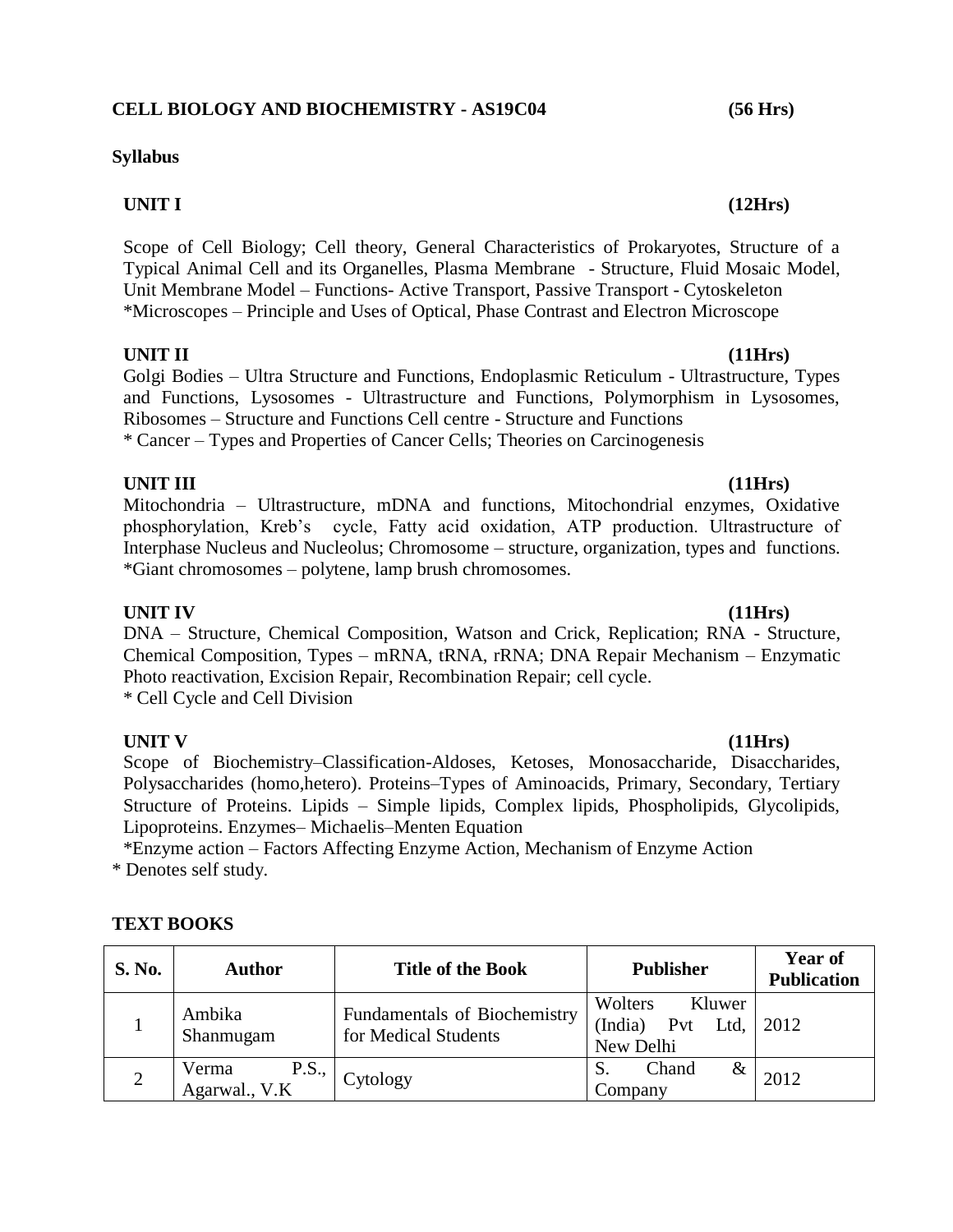## CELL BIOLOGY AND BIOCHEMISTRY - AS19C04 (56 Hrs)

### Syllabus

**UNIT I (12Hrs)**

Scope of Cell Biology; Cell theory, General Characteristics of Prokaryotes, Structure of a Typical Animal Cell and its Organelles, Plasma Membrane - Structure, Fluid Mosaic Model, Unit Membrane Model – Functions- Active Transport, Passive Transport - Cytoskeleton
*Microscopes – Principle and Uses of Optical, Phase Contrast and Electron Microscope

**UNIT II (11Hrs)**

Golgi Bodies – Ultra Structure and Functions, Endoplasmic Reticulum - Ultrastructure, Types and Functions, Lysosomes - Ultrastructure and Functions, Polymorphism in Lysosomes, Ribosomes – Structure and Functions Cell centre - Structure and Functions
* Cancer – Types and Properties of Cancer Cells; Theories on Carcinogenesis

**UNIT III (11Hrs)**

Mitochondria – Ultrastructure, mDNA and functions, Mitochondrial enzymes, Oxidative phosphorylation, Kreb's cycle, Fatty acid oxidation, ATP production. Ultrastructure of Interphase Nucleus and Nucleolus; Chromosome – structure, organization, types and functions.
*Giant chromosomes – polytene, lamp brush chromosomes.

**UNIT IV (11Hrs)**

DNA – Structure, Chemical Composition, Watson and Crick, Replication; RNA - Structure, Chemical Composition, Types – mRNA, tRNA, rRNA; DNA Repair Mechanism – Enzymatic Photo reactivation, Excision Repair, Recombination Repair; cell cycle.
* Cell Cycle and Cell Division

**UNIT V (11Hrs)**

Scope of Biochemistry–Classification-Aldoses, Ketoses, Monosaccharide, Disaccharides, Polysaccharides (homo,hetero). Proteins–Types of Aminoacids, Primary, Secondary, Tertiary Structure of Proteins. Lipids – Simple lipids, Complex lipids, Phospholipids, Glycolipids, Lipoproteins. Enzymes– Michaelis–Menten Equation
*Enzyme action – Factors Affecting Enzyme Action, Mechanism of Enzyme Action

* Denotes self study.

### TEXT BOOKS

| S. No. | Author | Title of the Book | Publisher | Year of Publication |
|---|---|---|---|---|
| 1 | Ambika Shanmugam | Fundamentals of Biochemistry for Medical Students | Wolters Kluwer (India) Pvt Ltd, New Delhi | 2012 |
| 2 | Verma P.S., Agarwal., V.K | Cytology | S. Chand & Company | 2012 |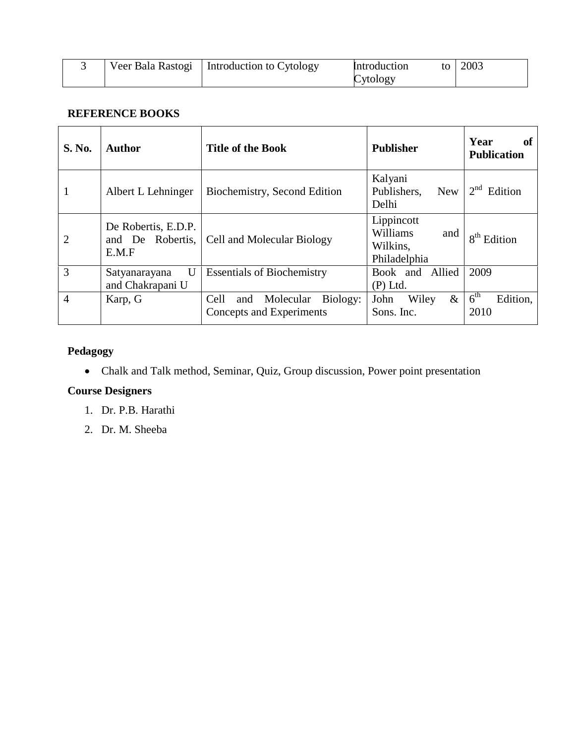| 3 | Veer Bala Rastogi | Introduction to Cytology | Introduction to Cytology | 2003 |
|---|---|---|---|---|

**REFERENCE BOOKS**

| S. No. | Author | Title of the Book | Publisher | Year of Publication |
|---|---|---|---|---|
| 1 | Albert L Lehninger | Biochemistry, Second Edition | Kalyani Publishers, New Delhi | 2nd Edition |
| 2 | De Robertis, E.D.P. and De Robertis, E.M.F | Cell and Molecular Biology | Lippincott Williams and Wilkins, Philadelphia | 8th Edition |
| 3 | Satyanarayana U and Chakrapani U | Essentials of Biochemistry | Book and Allied (P) Ltd. | 2009 |
| 4 | Karp, G | Cell and Molecular Biology: Concepts and Experiments | John Wiley & Sons. Inc. | 6th Edition, 2010 |

**Pedagogy**

- Chalk and Talk method, Seminar, Quiz, Group discussion, Power point presentation

**Course Designers**

1. Dr. P.B. Harathi
2. Dr. M. Sheeba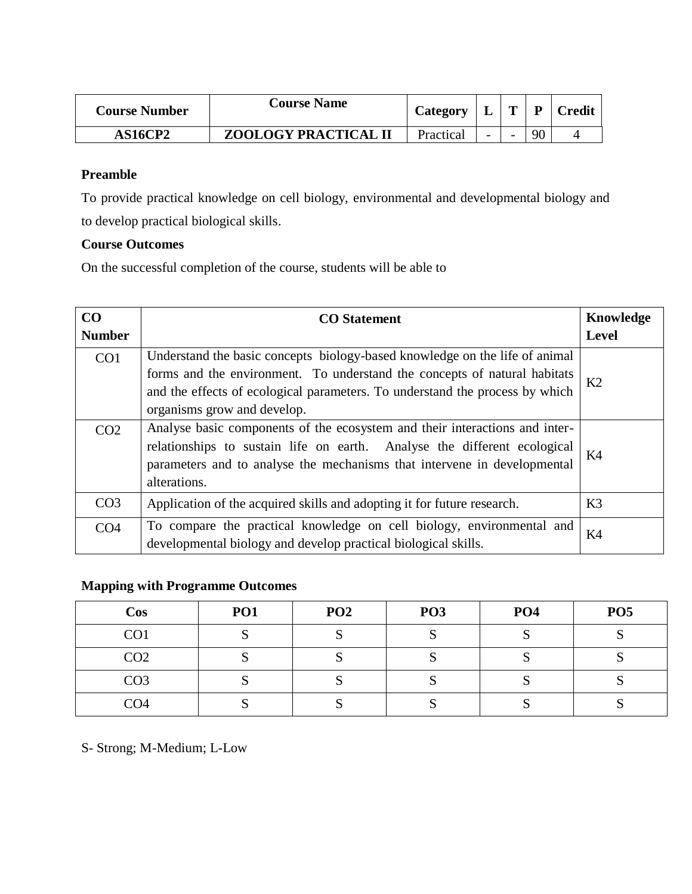| Course Number | Course Name | Category | L | T | P | Credit |
|---|---|---|---|---|---|---|
| AS16CP2 | ZOOLOGY PRACTICAL II | Practical | - | - | 90 | 4 |

**Preamble**

To provide practical knowledge on cell biology, environmental and developmental biology and to develop practical biological skills.

**Course Outcomes**

On the successful completion of the course, students will be able to

| CO Number | CO Statement | Knowledge Level |
|---|---|---|
| CO1 | Understand the basic concepts biology-based knowledge on the life of animal forms and the environment. To understand the concepts of natural habitats and the effects of ecological parameters. To understand the process by which organisms grow and develop. | K2 |
| CO2 | Analyse basic components of the ecosystem and their interactions and inter-relationships to sustain life on earth. Analyse the different ecological parameters and to analyse the mechanisms that intervene in developmental alterations. | K4 |
| CO3 | Application of the acquired skills and adopting it for future research. | K3 |
| CO4 | To compare the practical knowledge on cell biology, environmental and developmental biology and develop practical biological skills. | K4 |

**Mapping with Programme Outcomes**

| Cos | PO1 | PO2 | PO3 | PO4 | PO5 |
|---|---|---|---|---|---|
| CO1 | S | S | S | S | S |
| CO2 | S | S | S | S | S |
| CO3 | S | S | S | S | S |
| CO4 | S | S | S | S | S |

S- Strong; M-Medium; L-Low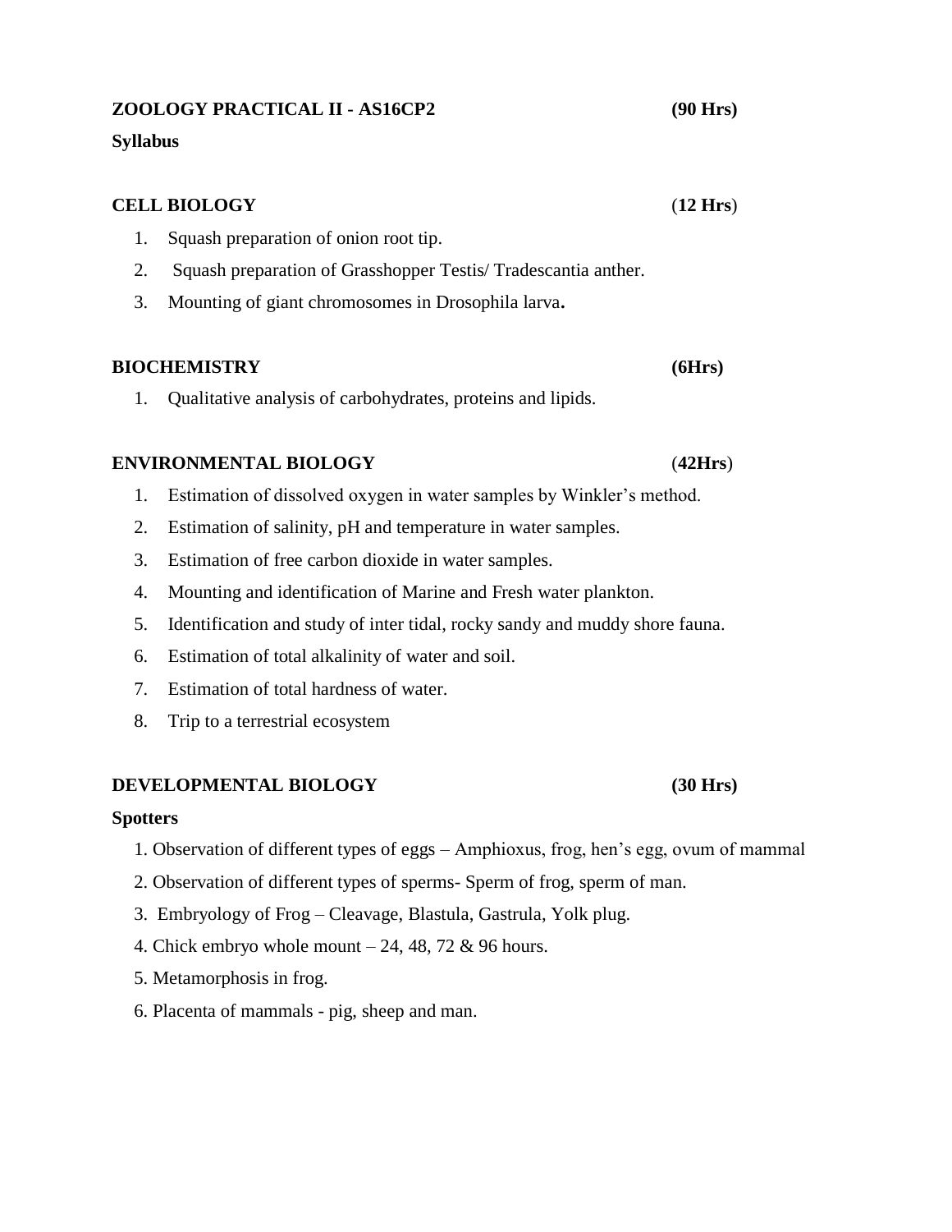## ZOOLOGY PRACTICAL II - AS16CP2 (90 Hrs)

**Syllabus**

### CELL BIOLOGY (12 Hrs)

1. Squash preparation of onion root tip.
2. Squash preparation of Grasshopper Testis/ Tradescantia anther.
3. Mounting of giant chromosomes in Drosophila larva**.**

### BIOCHEMISTRY (6Hrs)

1. Qualitative analysis of carbohydrates, proteins and lipids.

### ENVIRONMENTAL BIOLOGY (42Hrs)

1. Estimation of dissolved oxygen in water samples by Winkler's method.
2. Estimation of salinity, pH and temperature in water samples.
3. Estimation of free carbon dioxide in water samples.
4. Mounting and identification of Marine and Fresh water plankton.
5. Identification and study of inter tidal, rocky sandy and muddy shore fauna.
6. Estimation of total alkalinity of water and soil.
7. Estimation of total hardness of water.
8. Trip to a terrestrial ecosystem

### DEVELOPMENTAL BIOLOGY (30 Hrs)

**Spotters**

1. Observation of different types of eggs – Amphioxus, frog, hen's egg, ovum of mammal
2. Observation of different types of sperms- Sperm of frog, sperm of man.
3. Embryology of Frog – Cleavage, Blastula, Gastrula, Yolk plug.
4. Chick embryo whole mount – 24, 48, 72 & 96 hours.
5. Metamorphosis in frog.
6. Placenta of mammals - pig, sheep and man.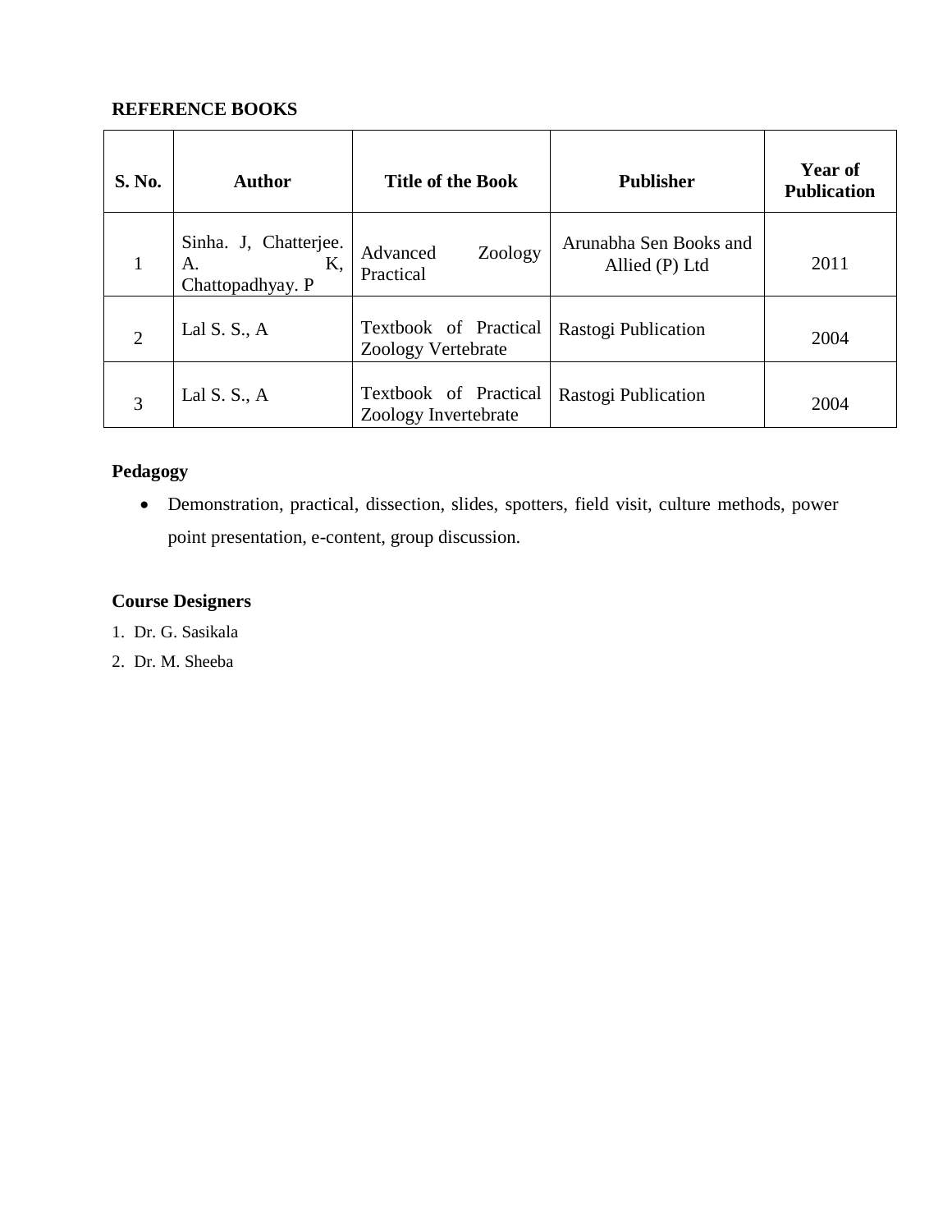**REFERENCE BOOKS**

| S. No. | Author | Title of the Book | Publisher | Year of Publication |
| --- | --- | --- | --- | --- |
| 1 | Sinha. J, Chatterjee. A. K, Chattopadhyay. P | Advanced Zoology Practical | Arunabha Sen Books and Allied (P) Ltd | 2011 |
| 2 | Lal S. S., A | Textbook of Practical Zoology Vertebrate | Rastogi Publication | 2004 |
| 3 | Lal S. S., A | Textbook of Practical Zoology Invertebrate | Rastogi Publication | 2004 |

**Pedagogy**

- Demonstration, practical, dissection, slides, spotters, field visit, culture methods, power point presentation, e-content, group discussion.

**Course Designers**

1. Dr. G. Sasikala
2. Dr. M. Sheeba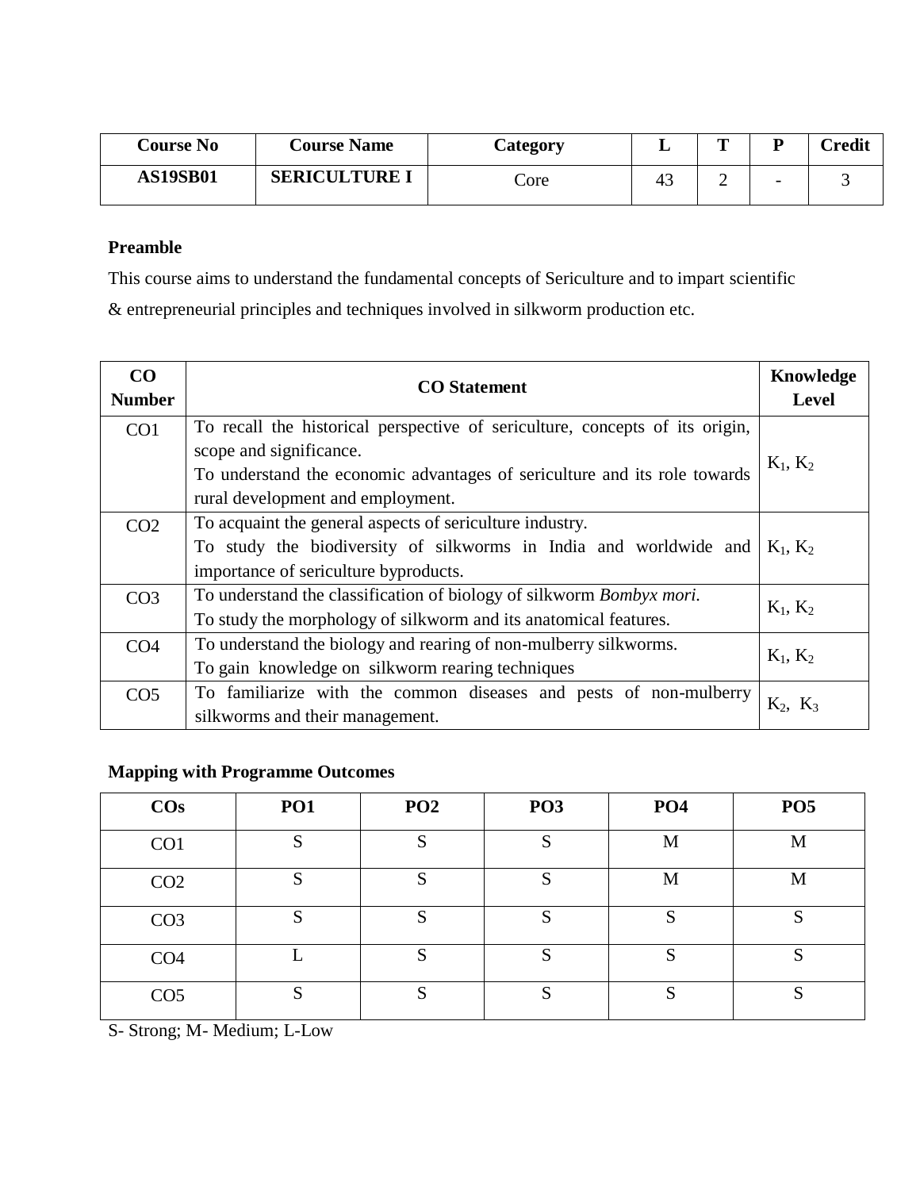| Course No | Course Name | Category | L | T | P | Credit |
|---|---|---|---|---|---|---|
| AS19SB01 | SERICULTURE I | Core | 43 | 2 | - | 3 |

**Preamble**

This course aims to understand the fundamental concepts of Sericulture and to impart scientific & entrepreneurial principles and techniques involved in silkworm production etc.

| CO Number | CO Statement | Knowledge Level |
|---|---|---|
| CO1 | To recall the historical perspective of sericulture, concepts of its origin, scope and significance. To understand the economic advantages of sericulture and its role towards rural development and employment. | $K_1$, $K_2$ |
| CO2 | To acquaint the general aspects of sericulture industry. To study the biodiversity of silkworms in India and worldwide and importance of sericulture byproducts. | $K_1$, $K_2$ |
| CO3 | To understand the classification of biology of silkworm *Bombyx mori*. To study the morphology of silkworm and its anatomical features. | $K_1$, $K_2$ |
| CO4 | To understand the biology and rearing of non-mulberry silkworms. To gain knowledge on silkworm rearing techniques | $K_1$, $K_2$ |
| CO5 | To familiarize with the common diseases and pests of non-mulberry silkworms and their management. | $K_2$, $K_3$ |

**Mapping with Programme Outcomes**

| COs | PO1 | PO2 | PO3 | PO4 | PO5 |
|---|---|---|---|---|---|
| CO1 | S | S | S | M | M |
| CO2 | S | S | S | M | M |
| CO3 | S | S | S | S | S |
| CO4 | L | S | S | S | S |
| CO5 | S | S | S | S | S |

S- Strong; M- Medium; L-Low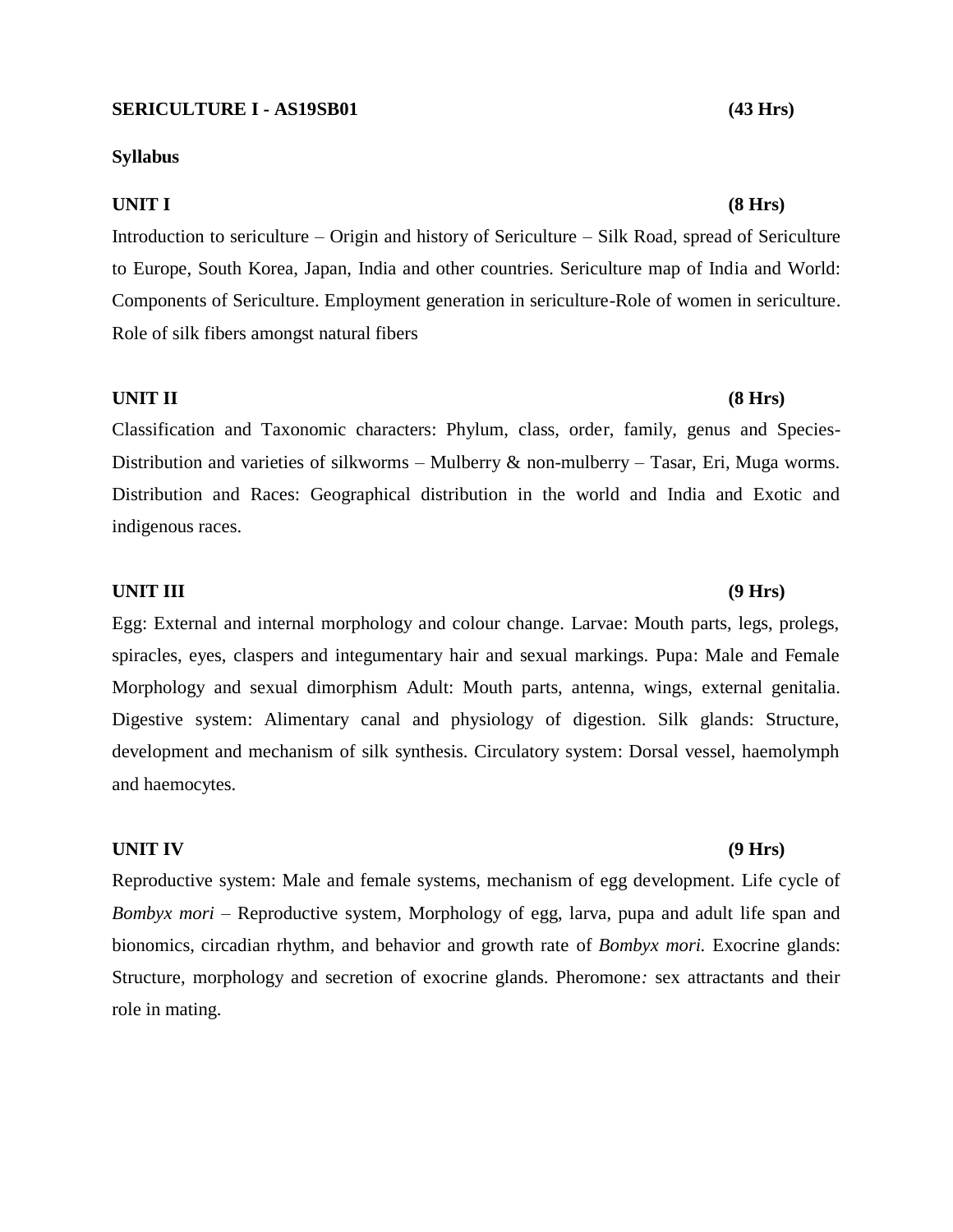**SERICULTURE I - AS19SB01 (43 Hrs)**

**Syllabus**

**UNIT I (8 Hrs)**

Introduction to sericulture – Origin and history of Sericulture – Silk Road, spread of Sericulture to Europe, South Korea, Japan, India and other countries. Sericulture map of India and World: Components of Sericulture. Employment generation in sericulture-Role of women in sericulture. Role of silk fibers amongst natural fibers

**UNIT II (8 Hrs)**

Classification and Taxonomic characters: Phylum, class, order, family, genus and Species-Distribution and varieties of silkworms – Mulberry & non-mulberry – Tasar, Eri, Muga worms. Distribution and Races: Geographical distribution in the world and India and Exotic and indigenous races.

**UNIT III (9 Hrs)**

Egg: External and internal morphology and colour change. Larvae: Mouth parts, legs, prolegs, spiracles, eyes, claspers and integumentary hair and sexual markings. Pupa: Male and Female Morphology and sexual dimorphism Adult: Mouth parts, antenna, wings, external genitalia. Digestive system: Alimentary canal and physiology of digestion. Silk glands: Structure, development and mechanism of silk synthesis. Circulatory system: Dorsal vessel, haemolymph and haemocytes.

**UNIT IV (9 Hrs)**

Reproductive system: Male and female systems, mechanism of egg development. Life cycle of *Bombyx mori* – Reproductive system, Morphology of egg, larva, pupa and adult life span and bionomics, circadian rhythm, and behavior and growth rate of *Bombyx mori.* Exocrine glands: Structure, morphology and secretion of exocrine glands. Pheromone*:* sex attractants and their role in mating.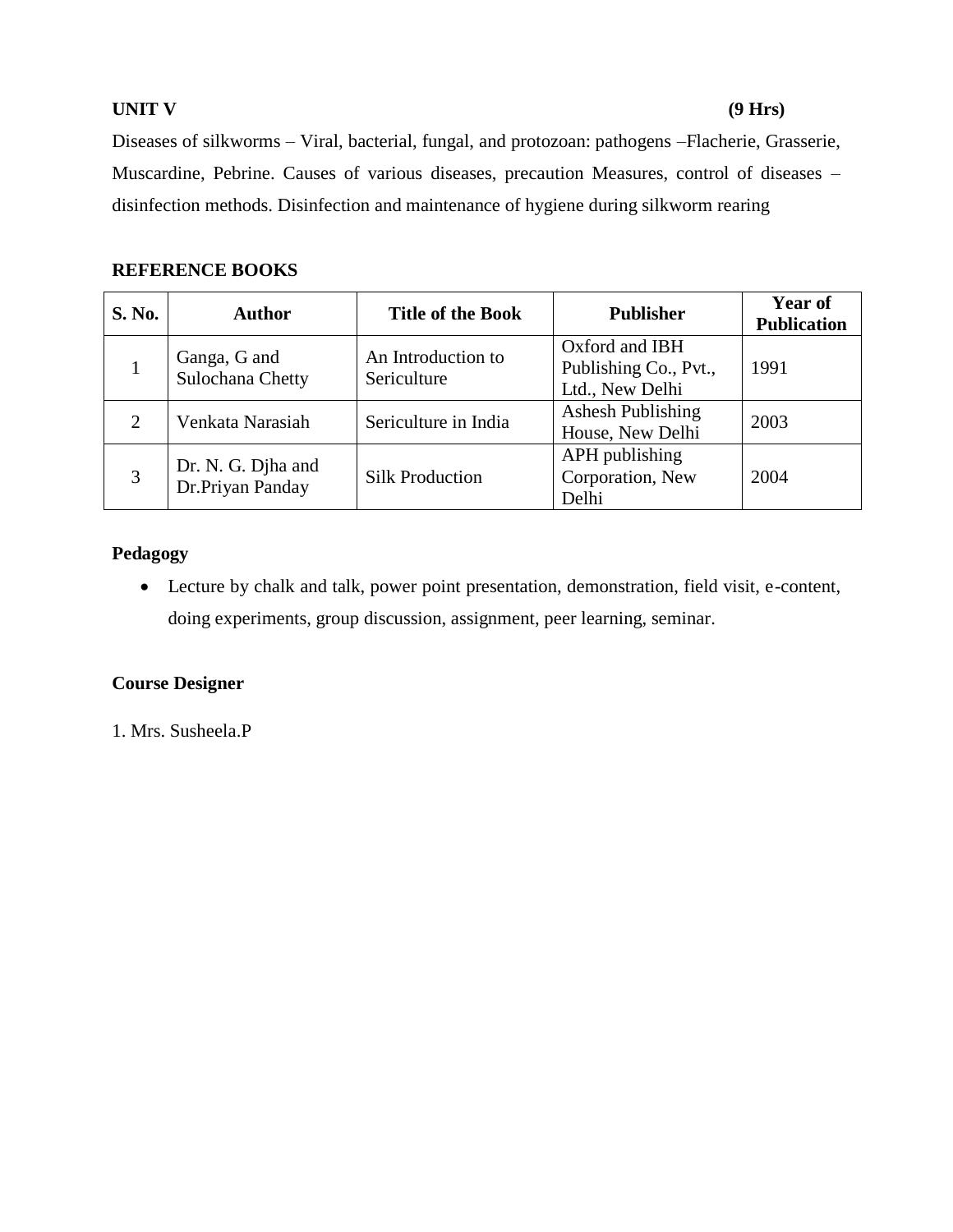**UNIT V (9 Hrs)**

Diseases of silkworms – Viral, bacterial, fungal, and protozoan: pathogens –Flacherie, Grasserie, Muscardine, Pebrine. Causes of various diseases, precaution Measures, control of diseases – disinfection methods. Disinfection and maintenance of hygiene during silkworm rearing

**REFERENCE BOOKS**

| S. No. | Author | Title of the Book | Publisher | Year of Publication |
|---|---|---|---|---|
| 1 | Ganga, G and Sulochana Chetty | An Introduction to Sericulture | Oxford and IBH Publishing Co., Pvt., Ltd., New Delhi | 1991 |
| 2 | Venkata Narasiah | Sericulture in India | Ashesh Publishing House, New Delhi | 2003 |
| 3 | Dr. N. G. Djha and Dr.Priyan Panday | Silk Production | APH publishing Corporation, New Delhi | 2004 |

**Pedagogy**

- Lecture by chalk and talk, power point presentation, demonstration, field visit, e-content, doing experiments, group discussion, assignment, peer learning, seminar.

**Course Designer**

1. Mrs. Susheela.P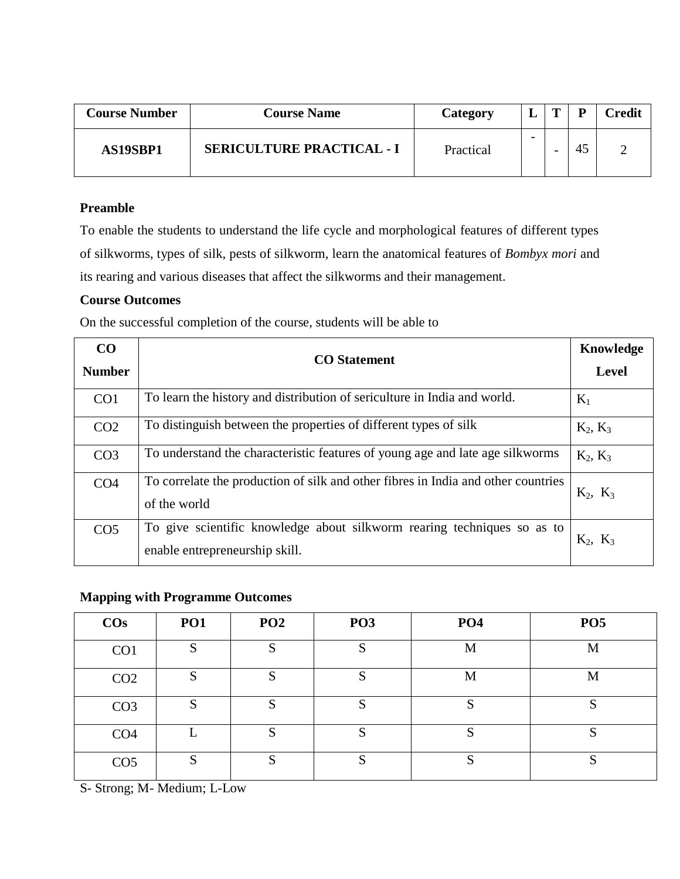| Course Number | Course Name | Category | L | T | P | Credit |
|---|---|---|---|---|---|---|
| **AS19SBP1** | **SERICULTURE PRACTICAL - I** | Practical | - | - | 45 | 2 |

**Preamble**

To enable the students to understand the life cycle and morphological features of different types of silkworms, types of silk, pests of silkworm, learn the anatomical features of *Bombyx mori* and its rearing and various diseases that affect the silkworms and their management.

**Course Outcomes**

On the successful completion of the course, students will be able to

| CO Number | CO Statement | Knowledge Level |
|---|---|---|
| CO1 | To learn the history and distribution of sericulture in India and world. | $K_1$ |
| CO2 | To distinguish between the properties of different types of silk | $K_2$, $K_3$ |
| CO3 | To understand the characteristic features of young age and late age silkworms | $K_2$, $K_3$ |
| CO4 | To correlate the production of silk and other fibres in India and other countries of the world | $K_2$, $K_3$ |
| CO5 | To give scientific knowledge about silkworm rearing techniques so as to enable entrepreneurship skill. | $K_2$, $K_3$ |

**Mapping with Programme Outcomes**

| COs | PO1 | PO2 | PO3 | PO4 | PO5 |
|---|---|---|---|---|---|
| CO1 | S | S | S | M | M |
| CO2 | S | S | S | M | M |
| CO3 | S | S | S | S | S |
| CO4 | L | S | S | S | S |
| CO5 | S | S | S | S | S |

S- Strong; M- Medium; L-Low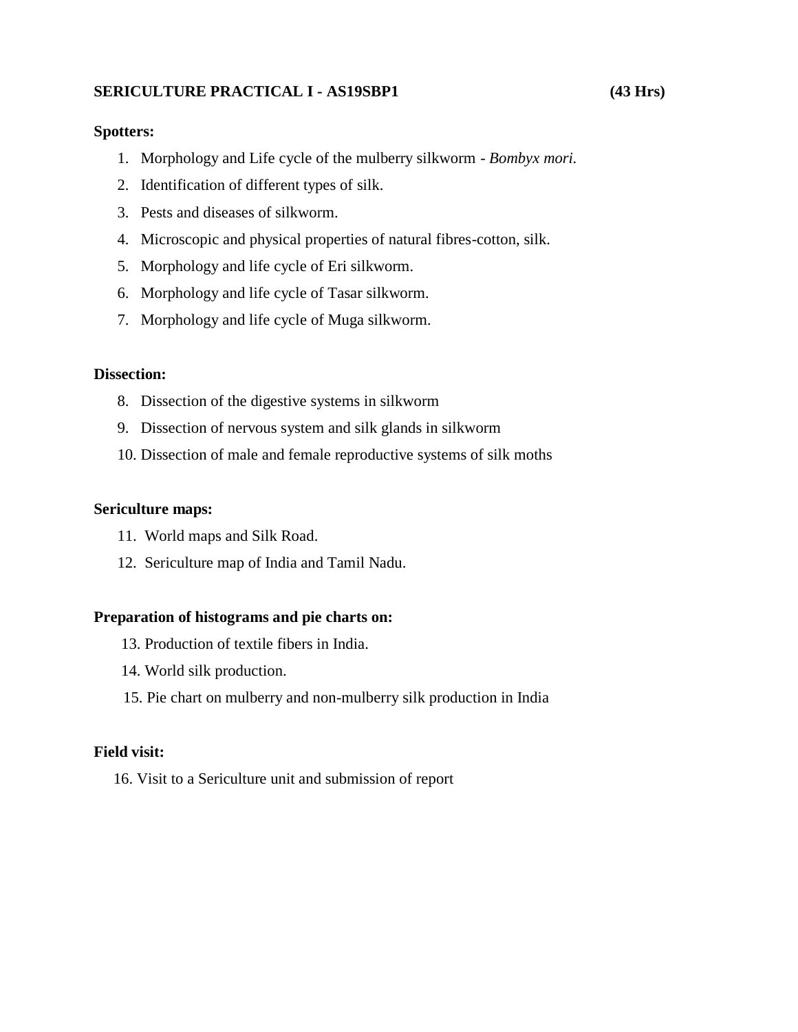**SERICULTURE PRACTICAL I - AS19SBP1 (43 Hrs)**

**Spotters:**

1. Morphology and Life cycle of the mulberry silkworm - *Bombyx mori*.
2. Identification of different types of silk.
3. Pests and diseases of silkworm.
4. Microscopic and physical properties of natural fibres-cotton, silk.
5. Morphology and life cycle of Eri silkworm.
6. Morphology and life cycle of Tasar silkworm.
7. Morphology and life cycle of Muga silkworm.

**Dissection:**

8. Dissection of the digestive systems in silkworm
9. Dissection of nervous system and silk glands in silkworm
10. Dissection of male and female reproductive systems of silk moths

**Sericulture maps:**

11. World maps and Silk Road.
12. Sericulture map of India and Tamil Nadu.

**Preparation of histograms and pie charts on:**

13. Production of textile fibers in India.
14. World silk production.
15. Pie chart on mulberry and non-mulberry silk production in India

**Field visit:**

16. Visit to a Sericulture unit and submission of report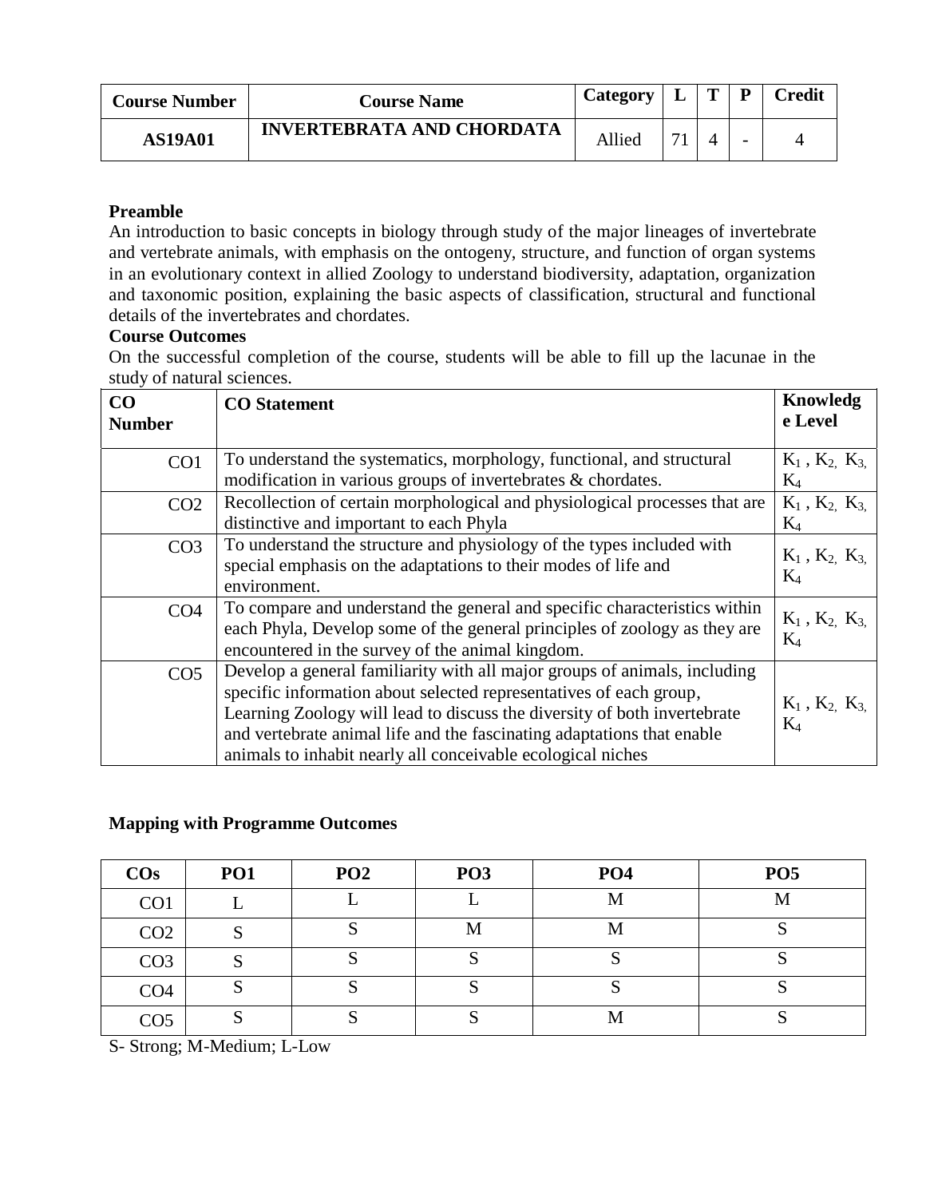| Course Number | Course Name | Category | L | T | P | Credit |
|---|---|---|---|---|---|---|
| AS19A01 | INVERTEBRATA AND CHORDATA | Allied | 71 | 4 | - | 4 |

**Preamble**

An introduction to basic concepts in biology through study of the major lineages of invertebrate and vertebrate animals, with emphasis on the ontogeny, structure, and function of organ systems in an evolutionary context in allied Zoology to understand biodiversity, adaptation, organization and taxonomic position, explaining the basic aspects of classification, structural and functional details of the invertebrates and chordates.

**Course Outcomes**

On the successful completion of the course, students will be able to fill up the lacunae in the study of natural sciences.

| CO Number | CO Statement | Knowledge Level |
|---|---|---|
| CO1 | To understand the systematics, morphology, functional, and structural modification in various groups of invertebrates & chordates. | $K_1$, $K_2$, $K_3$, $K_4$ |
| CO2 | Recollection of certain morphological and physiological processes that are distinctive and important to each Phyla | $K_1$, $K_2$, $K_3$, $K_4$ |
| CO3 | To understand the structure and physiology of the types included with special emphasis on the adaptations to their modes of life and environment. | $K_1$, $K_2$, $K_3$, $K_4$ |
| CO4 | To compare and understand the general and specific characteristics within each Phyla, Develop some of the general principles of zoology as they are encountered in the survey of the animal kingdom. | $K_1$, $K_2$, $K_3$, $K_4$ |
| CO5 | Develop a general familiarity with all major groups of animals, including specific information about selected representatives of each group, Learning Zoology will lead to discuss the diversity of both invertebrate and vertebrate animal life and the fascinating adaptations that enable animals to inhabit nearly all conceivable ecological niches | $K_1$, $K_2$, $K_3$, $K_4$ |

**Mapping with Programme Outcomes**

| COs | PO1 | PO2 | PO3 | PO4 | PO5 |
|---|---|---|---|---|---|
| CO1 | L | L | L | M | M |
| CO2 | S | S | M | M | S |
| CO3 | S | S | S | S | S |
| CO4 | S | S | S | S | S |
| CO5 | S | S | S | M | S |

S- Strong; M-Medium; L-Low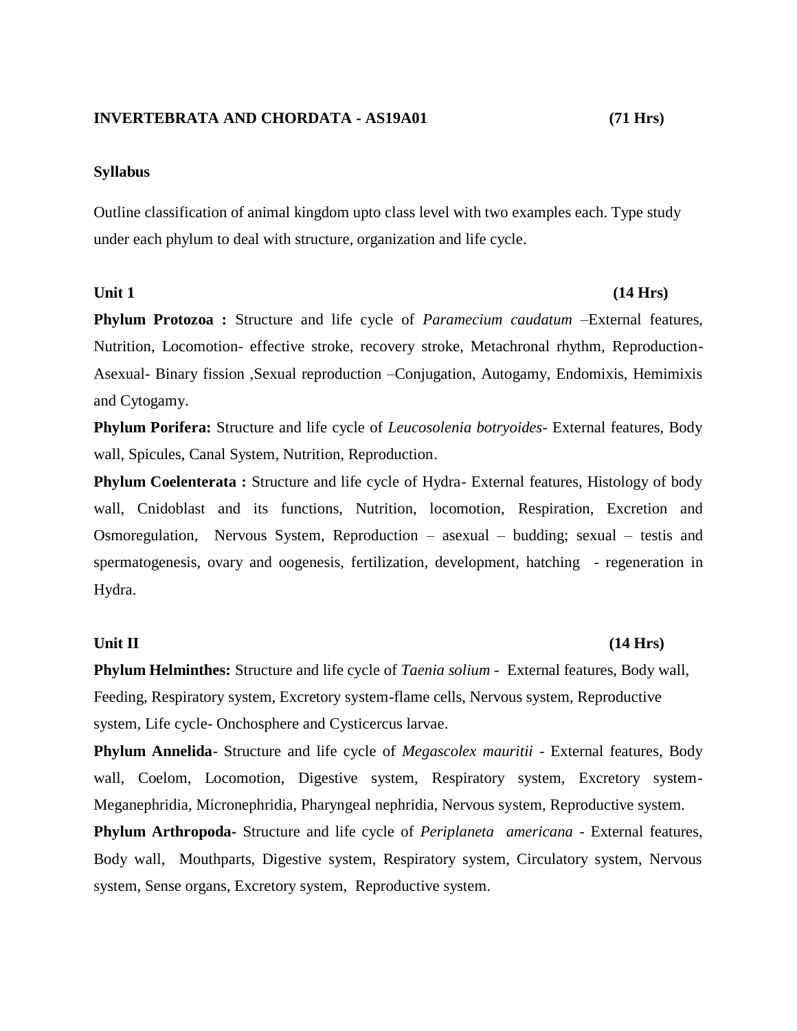**INVERTEBRATA AND CHORDATA - AS19A01 (71 Hrs)**

**Syllabus**

Outline classification of animal kingdom upto class level with two examples each. Type study under each phylum to deal with structure, organization and life cycle.

**Unit 1 (14 Hrs)**

**Phylum Protozoa :** Structure and life cycle of *Paramecium caudatum* –External features, Nutrition, Locomotion- effective stroke, recovery stroke, Metachronal rhythm, Reproduction- Asexual- Binary fission ,Sexual reproduction –Conjugation, Autogamy, Endomixis, Hemimixis and Cytogamy.

**Phylum Porifera:** Structure and life cycle of *Leucosolenia botryoides*- External features, Body wall, Spicules, Canal System, Nutrition, Reproduction.

**Phylum Coelenterata :** Structure and life cycle of Hydra- External features, Histology of body wall, Cnidoblast and its functions, Nutrition, locomotion, Respiration, Excretion and Osmoregulation, Nervous System, Reproduction – asexual – budding; sexual – testis and spermatogenesis, ovary and oogenesis, fertilization, development, hatching - regeneration in Hydra.

**Unit II (14 Hrs)**

**Phylum Helminthes:** Structure and life cycle of *Taenia solium* - External features, Body wall, Feeding, Respiratory system, Excretory system-flame cells, Nervous system, Reproductive system, Life cycle- Onchosphere and Cysticercus larvae.

**Phylum Annelida**- Structure and life cycle of *Megascolex mauritii* - External features, Body wall, Coelom, Locomotion, Digestive system, Respiratory system, Excretory system- Meganephridia, Micronephridia, Pharyngeal nephridia, Nervous system, Reproductive system.

**Phylum Arthropoda-** Structure and life cycle of *Periplaneta americana* - External features, Body wall, Mouthparts, Digestive system, Respiratory system, Circulatory system, Nervous system, Sense organs, Excretory system, Reproductive system.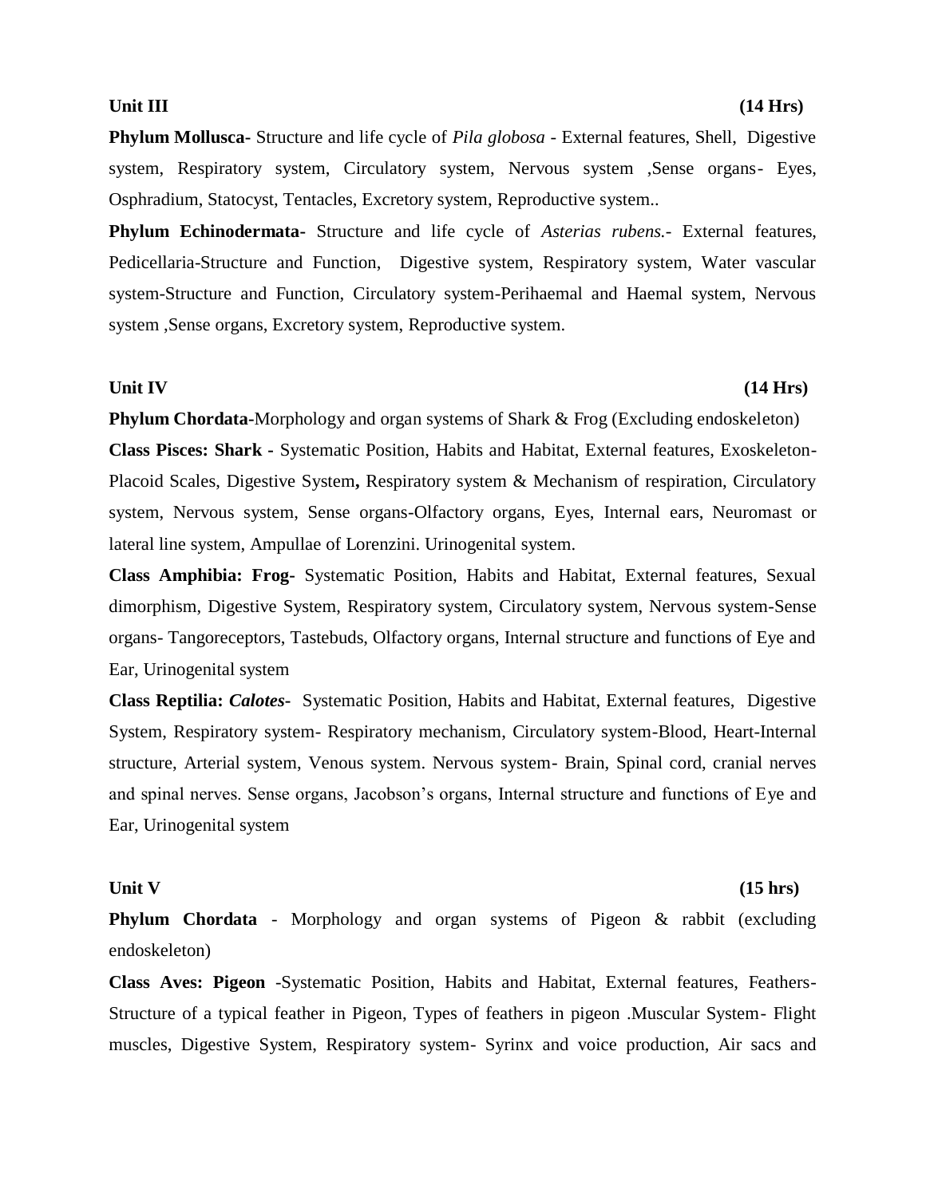**Unit III** **(14 Hrs)**

**Phylum Mollusca-** Structure and life cycle of *Pila globosa* - External features, Shell, Digestive system, Respiratory system, Circulatory system, Nervous system ,Sense organs- Eyes, Osphradium, Statocyst, Tentacles, Excretory system, Reproductive system..

**Phylum Echinodermata-** Structure and life cycle of *Asterias rubens.*- External features, Pedicellaria-Structure and Function, Digestive system, Respiratory system, Water vascular system-Structure and Function, Circulatory system-Perihaemal and Haemal system, Nervous system ,Sense organs, Excretory system, Reproductive system.

**Unit IV** **(14 Hrs)**

**Phylum Chordata-**Morphology and organ systems of Shark & Frog (Excluding endoskeleton)

**Class Pisces: Shark -** Systematic Position, Habits and Habitat, External features, Exoskeleton-Placoid Scales, Digestive System**,** Respiratory system & Mechanism of respiration, Circulatory system, Nervous system, Sense organs-Olfactory organs, Eyes, Internal ears, Neuromast or lateral line system, Ampullae of Lorenzini. Urinogenital system.

**Class Amphibia: Frog-** Systematic Position, Habits and Habitat, External features, Sexual dimorphism, Digestive System, Respiratory system, Circulatory system, Nervous system-Sense organs- Tangoreceptors, Tastebuds, Olfactory organs, Internal structure and functions of Eye and Ear, Urinogenital system

**Class Reptilia: *Calotes*-** Systematic Position, Habits and Habitat, External features, Digestive System, Respiratory system- Respiratory mechanism, Circulatory system-Blood, Heart-Internal structure, Arterial system, Venous system. Nervous system- Brain, Spinal cord, cranial nerves and spinal nerves. Sense organs, Jacobson's organs, Internal structure and functions of Eye and Ear, Urinogenital system

**Unit V** **(15 hrs)**

**Phylum Chordata** - Morphology and organ systems of Pigeon & rabbit (excluding endoskeleton)

**Class Aves: Pigeon** -Systematic Position, Habits and Habitat, External features, Feathers-Structure of a typical feather in Pigeon, Types of feathers in pigeon .Muscular System- Flight muscles, Digestive System, Respiratory system- Syrinx and voice production, Air sacs and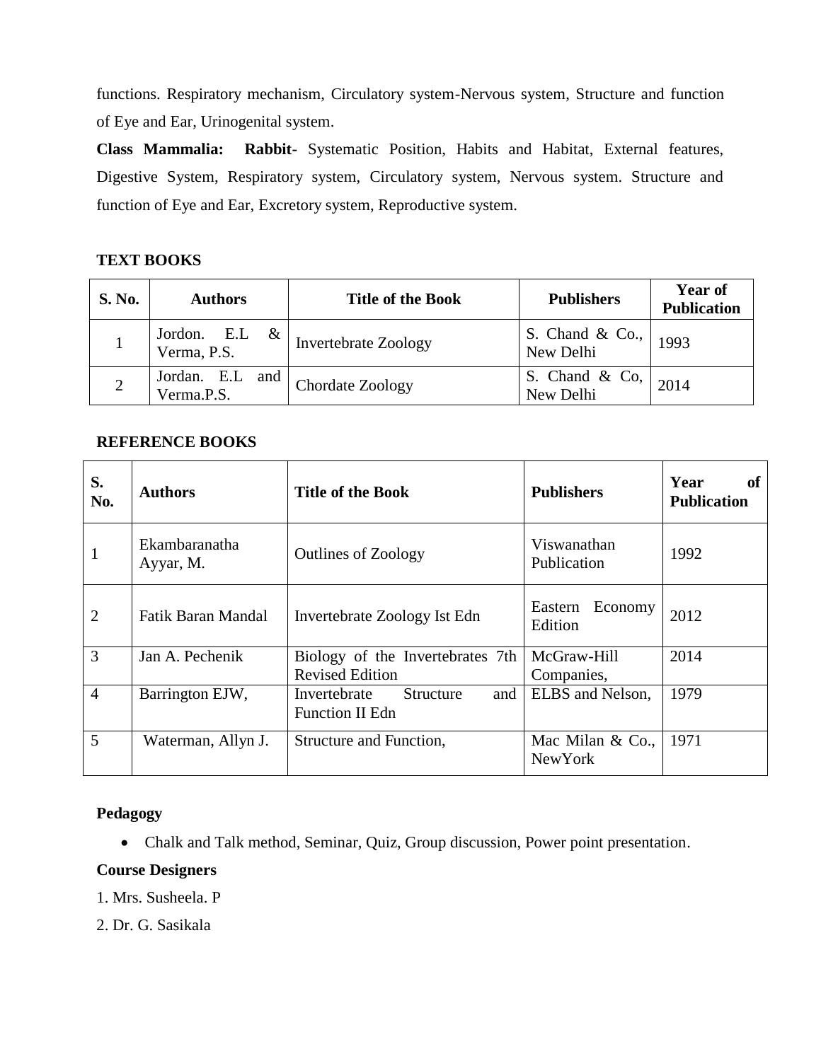functions. Respiratory mechanism, Circulatory system-Nervous system, Structure and function of Eye and Ear, Urinogenital system.

**Class Mammalia: Rabbit-** Systematic Position, Habits and Habitat, External features, Digestive System, Respiratory system, Circulatory system, Nervous system. Structure and function of Eye and Ear, Excretory system, Reproductive system.

**TEXT BOOKS**

| S. No. | Authors | Title of the Book | Publishers | Year of Publication |
|---|---|---|---|---|
| 1 | Jordon. E.L & Verma, P.S. | Invertebrate Zoology | S. Chand & Co., New Delhi | 1993 |
| 2 | Jordan. E.L and Verma.P.S. | Chordate Zoology | S. Chand & Co, New Delhi | 2014 |

**REFERENCE BOOKS**

| S. No. | Authors | Title of the Book | Publishers | Year of Publication |
|---|---|---|---|---|
| 1 | Ekambaranatha Ayyar, M. | Outlines of Zoology | Viswanathan Publication | 1992 |
| 2 | Fatik Baran Mandal | Invertebrate Zoology Ist Edn | Eastern Economy Edition | 2012 |
| 3 | Jan A. Pechenik | Biology of the Invertebrates 7th Revised Edition | McGraw-Hill Companies, | 2014 |
| 4 | Barrington EJW, | Invertebrate Structure and Function II Edn | ELBS and Nelson, | 1979 |
| 5 | Waterman, Allyn J. | Structure and Function, | Mac Milan & Co., NewYork | 1971 |

**Pedagogy**

- Chalk and Talk method, Seminar, Quiz, Group discussion, Power point presentation.

**Course Designers**

1. Mrs. Susheela. P
2. Dr. G. Sasikala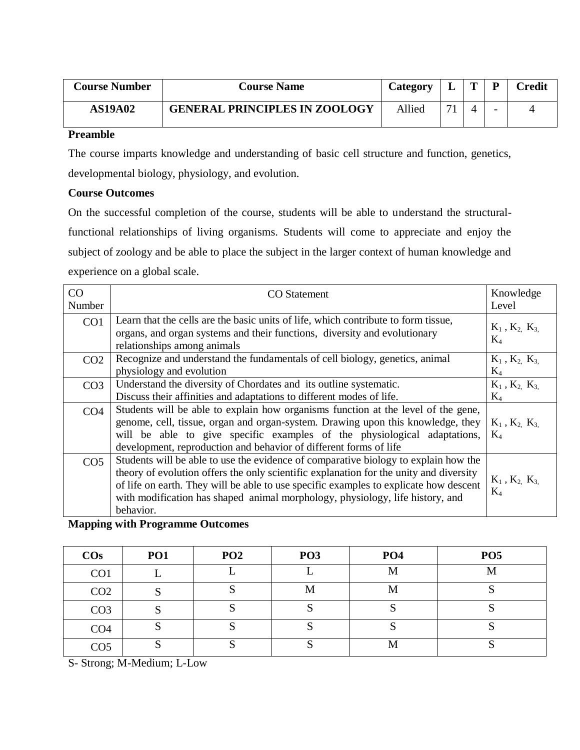| Course Number | Course Name | Category | L | T | P | Credit |
|---|---|---|---|---|---|---|
| AS19A02 | GENERAL PRINCIPLES IN ZOOLOGY | Allied | 71 | 4 | - | 4 |

**Preamble**

The course imparts knowledge and understanding of basic cell structure and function, genetics, developmental biology, physiology, and evolution.

**Course Outcomes**

On the successful completion of the course, students will be able to understand the structural-functional relationships of living organisms. Students will come to appreciate and enjoy the subject of zoology and be able to place the subject in the larger context of human knowledge and experience on a global scale.

| CO Number | CO Statement | Knowledge Level |
|---|---|---|
| CO1 | Learn that the cells are the basic units of life, which contribute to form tissue, organs, and organ systems and their functions, diversity and evolutionary relationships among animals | $K_1$ , $K_2$, $K_3$, $K_4$ |
| CO2 | Recognize and understand the fundamentals of cell biology, genetics, animal physiology and evolution | $K_1$ , $K_2$, $K_3$, $K_4$ |
| CO3 | Understand the diversity of Chordates and its outline systematic. Discuss their affinities and adaptations to different modes of life. | $K_1$ , $K_2$, $K_3$, $K_4$ |
| CO4 | Students will be able to explain how organisms function at the level of the gene, genome, cell, tissue, organ and organ-system. Drawing upon this knowledge, they will be able to give specific examples of the physiological adaptations, development, reproduction and behavior of different forms of life | $K_1$ , $K_2$, $K_3$, $K_4$ |
| CO5 | Students will be able to use the evidence of comparative biology to explain how the theory of evolution offers the only scientific explanation for the unity and diversity of life on earth. They will be able to use specific examples to explicate how descent with modification has shaped animal morphology, physiology, life history, and behavior. | $K_1$ , $K_2$, $K_3$, $K_4$ |

**Mapping with Programme Outcomes**

| COs | PO1 | PO2 | PO3 | PO4 | PO5 |
|---|---|---|---|---|---|
| CO1 | L | L | L | M | M |
| CO2 | S | S | M | M | S |
| CO3 | S | S | S | S | S |
| CO4 | S | S | S | S | S |
| CO5 | S | S | S | M | S |

S- Strong; M-Medium; L-Low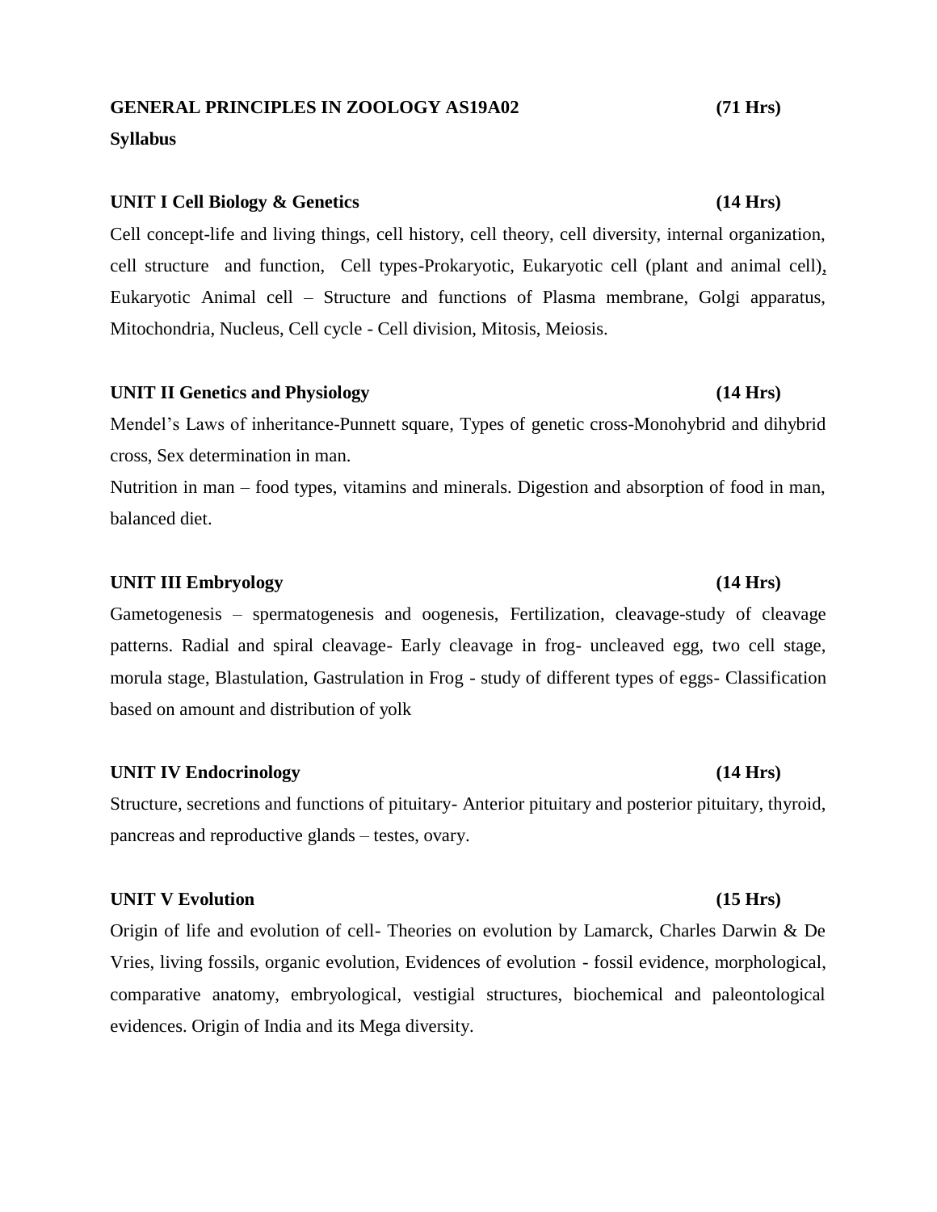## GENERAL PRINCIPLES IN ZOOLOGY AS19A02 (71 Hrs)

**Syllabus**

### UNIT I Cell Biology & Genetics (14 Hrs)

Cell concept-life and living things, cell history, cell theory, cell diversity, internal organization, cell structure and function, Cell types-Prokaryotic, Eukaryotic cell (plant and animal cell), Eukaryotic Animal cell – Structure and functions of Plasma membrane, Golgi apparatus, Mitochondria, Nucleus, Cell cycle - Cell division, Mitosis, Meiosis.

### UNIT II Genetics and Physiology (14 Hrs)

Mendel's Laws of inheritance-Punnett square, Types of genetic cross-Monohybrid and dihybrid cross, Sex determination in man.

Nutrition in man – food types, vitamins and minerals. Digestion and absorption of food in man, balanced diet.

### UNIT III Embryology (14 Hrs)

Gametogenesis – spermatogenesis and oogenesis, Fertilization, cleavage-study of cleavage patterns. Radial and spiral cleavage- Early cleavage in frog- uncleaved egg, two cell stage, morula stage, Blastulation, Gastrulation in Frog - study of different types of eggs- Classification based on amount and distribution of yolk

### UNIT IV Endocrinology (14 Hrs)

Structure, secretions and functions of pituitary- Anterior pituitary and posterior pituitary, thyroid, pancreas and reproductive glands – testes, ovary.

### UNIT V Evolution (15 Hrs)

Origin of life and evolution of cell- Theories on evolution by Lamarck, Charles Darwin & De Vries, living fossils, organic evolution, Evidences of evolution - fossil evidence, morphological, comparative anatomy, embryological, vestigial structures, biochemical and paleontological evidences. Origin of India and its Mega diversity.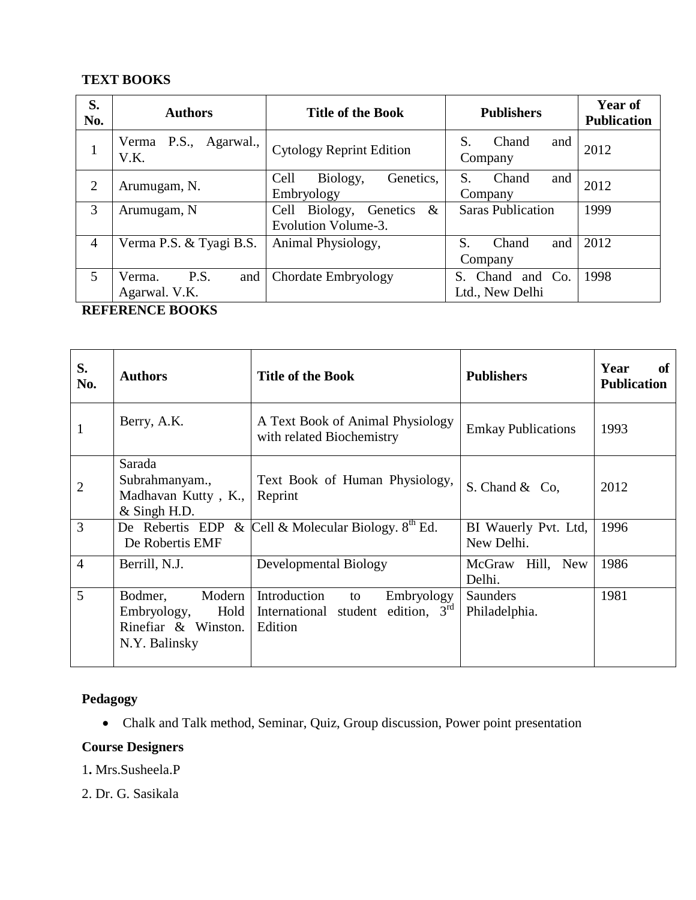**TEXT BOOKS**

| S. No. | Authors | Title of the Book | Publishers | Year of Publication |
|---|---|---|---|---|
| 1 | Verma P.S., Agarwal., V.K. | Cytology Reprint Edition | S. Chand and Company | 2012 |
| 2 | Arumugam, N. | Cell Biology, Genetics, Embryology | S. Chand and Company | 2012 |
| 3 | Arumugam, N | Cell Biology, Genetics & Evolution Volume-3. | Saras Publication | 1999 |
| 4 | Verma P.S. & Tyagi B.S. | Animal Physiology, | S. Chand and Company | 2012 |
| 5 | Verma. P.S. and Agarwal. V.K. | Chordate Embryology | S. Chand and Co. Ltd., New Delhi | 1998 |

**REFERENCE BOOKS**

| S. No. | Authors | Title of the Book | Publishers | Year of Publication |
|---|---|---|---|---|
| 1 | Berry, A.K. | A Text Book of Animal Physiology with related Biochemistry | Emkay Publications | 1993 |
| 2 | Sarada Subrahmanyam., Madhavan Kutty , K., & Singh H.D. | Text Book of Human Physiology, Reprint | S. Chand & Co, | 2012 |
| 3 | De Rebertis EDP & De Robertis EMF | Cell & Molecular Biology. 8th Ed. | BI Wauerly Pvt. Ltd, New Delhi. | 1996 |
| 4 | Berrill, N.J. | Developmental Biology | McGraw Hill, New Delhi. | 1986 |
| 5 | Bodmer, Modern Embryology, Hold Rinefiar & Winston. N.Y. Balinsky | Introduction to Embryology International student edition, 3rd Edition | Saunders Philadelphia. | 1981 |

**Pedagogy**

- Chalk and Talk method, Seminar, Quiz, Group discussion, Power point presentation

**Course Designers**

1. Mrs.Susheela.P

2. Dr. G. Sasikala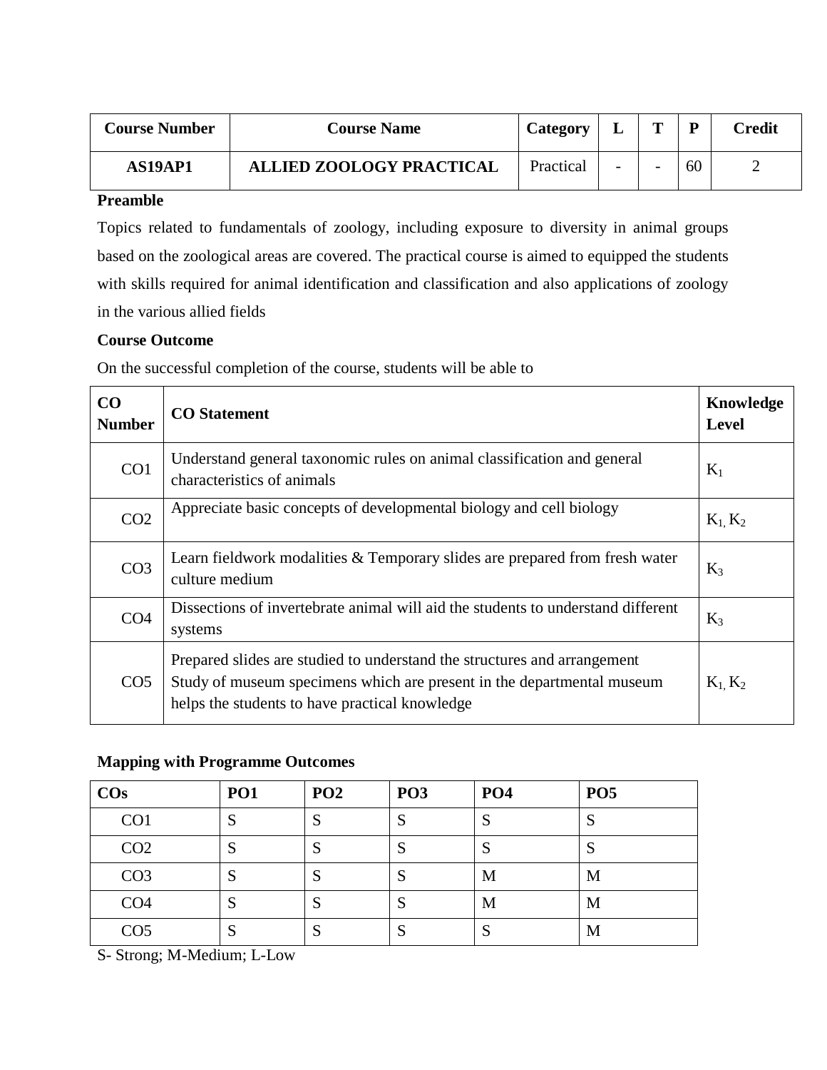| Course Number | Course Name | Category | L | T | P | Credit |
|---|---|---|---|---|---|---|
| AS19AP1 | ALLIED ZOOLOGY PRACTICAL | Practical | - | - | 60 | 2 |

**Preamble**

Topics related to fundamentals of zoology, including exposure to diversity in animal groups based on the zoological areas are covered. The practical course is aimed to equipped the students with skills required for animal identification and classification and also applications of zoology in the various allied fields

**Course Outcome**

On the successful completion of the course, students will be able to

| CO Number | CO Statement | Knowledge Level |
|---|---|---|
| CO1 | Understand general taxonomic rules on animal classification and general characteristics of animals | $K_1$ |
| CO2 | Appreciate basic concepts of developmental biology and cell biology | $K_1, K_2$ |
| CO3 | Learn fieldwork modalities & Temporary slides are prepared from fresh water culture medium | $K_3$ |
| CO4 | Dissections of invertebrate animal will aid the students to understand different systems | $K_3$ |
| CO5 | Prepared slides are studied to understand the structures and arrangement Study of museum specimens which are present in the departmental museum helps the students to have practical knowledge | $K_1, K_2$ |

**Mapping with Programme Outcomes**

| COs | PO1 | PO2 | PO3 | PO4 | PO5 |
|---|---|---|---|---|---|
| CO1 | S | S | S | S | S |
| CO2 | S | S | S | S | S |
| CO3 | S | S | S | M | M |
| CO4 | S | S | S | M | M |
| CO5 | S | S | S | S | M |

S- Strong; M-Medium; L-Low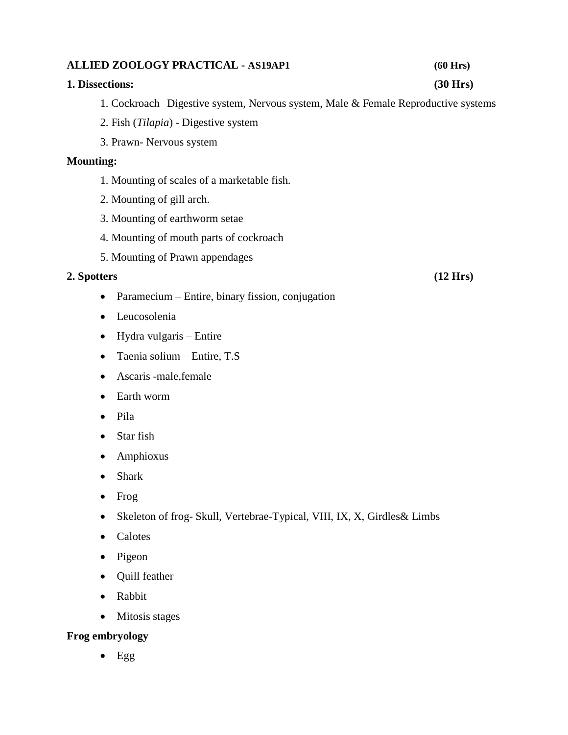**ALLIED ZOOLOGY PRACTICAL - AS19AP1** **(60 Hrs)**

**1. Dissections:** **(30 Hrs)**

1. Cockroach Digestive system, Nervous system, Male & Female Reproductive systems
2. Fish (*Tilapia*) - Digestive system
3. Prawn- Nervous system

**Mounting:**

1. Mounting of scales of a marketable fish.
2. Mounting of gill arch.
3. Mounting of earthworm setae
4. Mounting of mouth parts of cockroach
5. Mounting of Prawn appendages

**2. Spotters** **(12 Hrs)**

- Paramecium – Entire, binary fission, conjugation
- Leucosolenia
- Hydra vulgaris – Entire
- Taenia solium – Entire, T.S
- Ascaris -male,female
- Earth worm
- Pila
- Star fish
- Amphioxus
- Shark
- Frog
- Skeleton of frog- Skull, Vertebrae-Typical, VIII, IX, X, Girdles& Limbs
- Calotes
- Pigeon
- Quill feather
- Rabbit
- Mitosis stages

**Frog embryology**

- Egg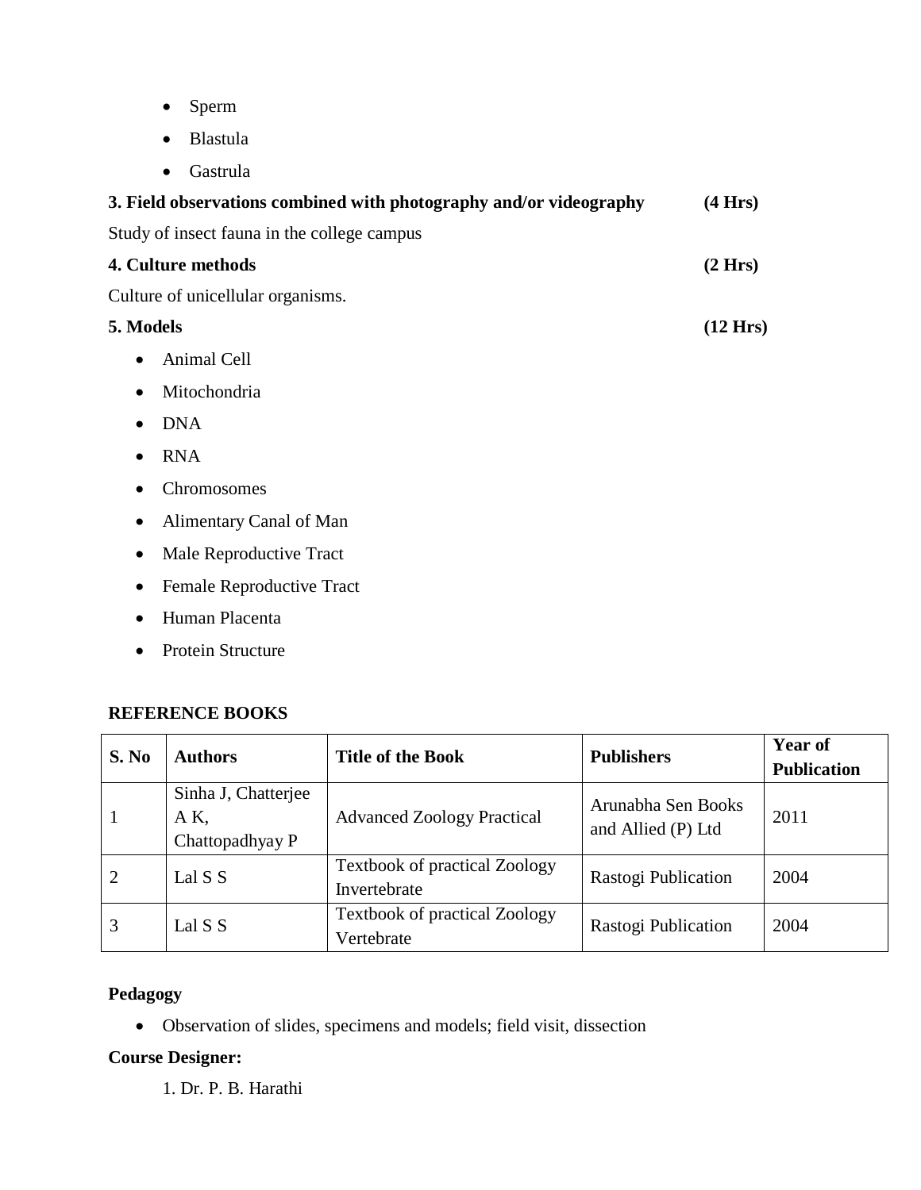- Sperm
- Blastula
- Gastrula

**3. Field observations combined with photography and/or videography (4 Hrs)**

Study of insect fauna in the college campus

**4. Culture methods (2 Hrs)**

Culture of unicellular organisms.

**5. Models (12 Hrs)**

- Animal Cell
- Mitochondria
- DNA
- RNA
- Chromosomes
- Alimentary Canal of Man
- Male Reproductive Tract
- Female Reproductive Tract
- Human Placenta
- Protein Structure

**REFERENCE BOOKS**

| S. No | Authors | Title of the Book | Publishers | Year of Publication |
|---|---|---|---|---|
| 1 | Sinha J, Chatterjee A K, Chattopadhyay P | Advanced Zoology Practical | Arunabha Sen Books and Allied (P) Ltd | 2011 |
| 2 | Lal S S | Textbook of practical Zoology Invertebrate | Rastogi Publication | 2004 |
| 3 | Lal S S | Textbook of practical Zoology Vertebrate | Rastogi Publication | 2004 |

**Pedagogy**

- Observation of slides, specimens and models; field visit, dissection

**Course Designer:**

1. Dr. P. B. Harathi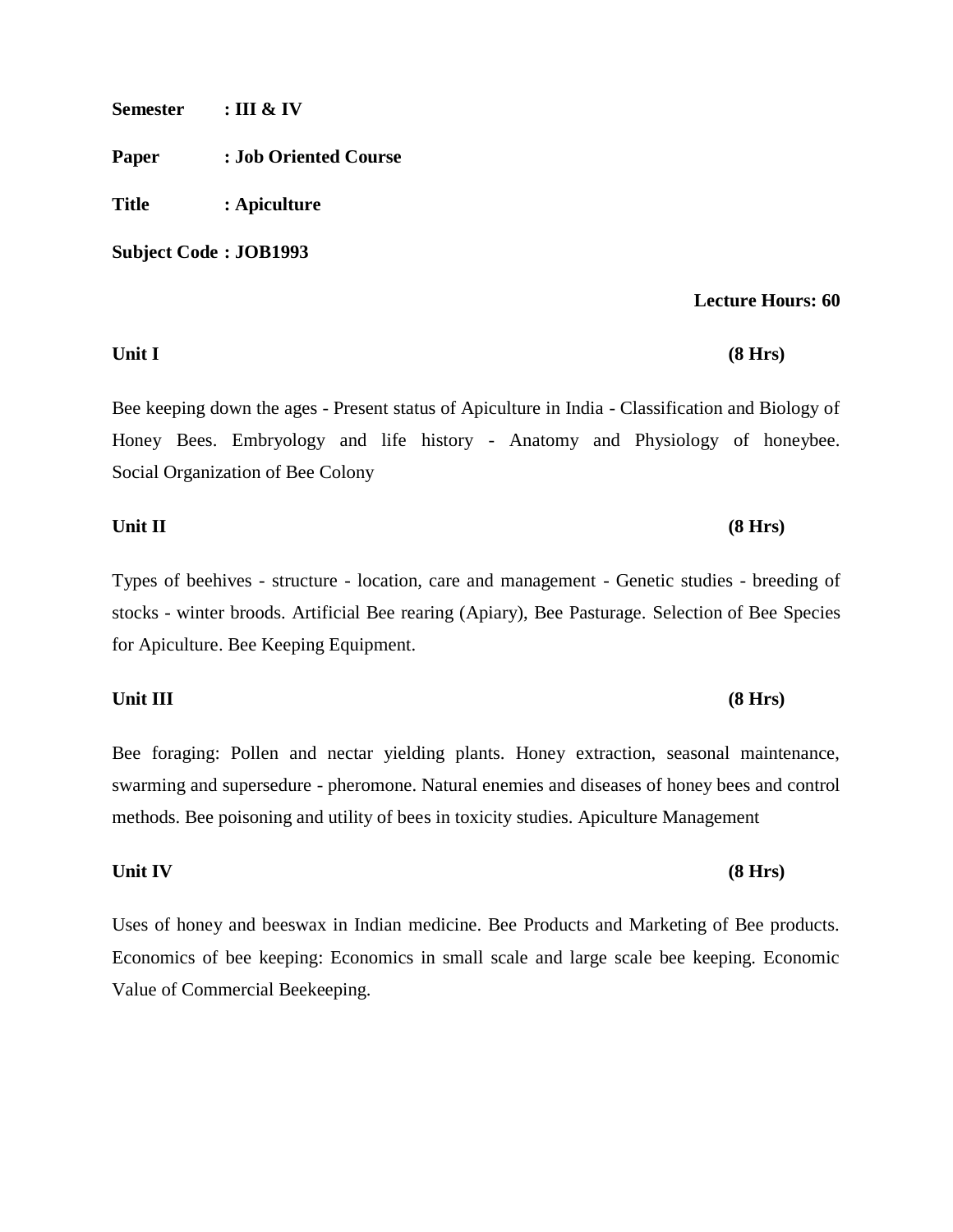**Semester : III & IV**

**Paper : Job Oriented Course**

**Title : Apiculture**

**Subject Code : JOB1993**

**Lecture Hours: 60**

**Unit I (8 Hrs)**

Bee keeping down the ages - Present status of Apiculture in India - Classification and Biology of Honey Bees. Embryology and life history - Anatomy and Physiology of honeybee. Social Organization of Bee Colony

**Unit II (8 Hrs)**

Types of beehives - structure - location, care and management - Genetic studies - breeding of stocks - winter broods. Artificial Bee rearing (Apiary), Bee Pasturage. Selection of Bee Species for Apiculture. Bee Keeping Equipment.

**Unit III (8 Hrs)**

Bee foraging: Pollen and nectar yielding plants. Honey extraction, seasonal maintenance, swarming and supersedure - pheromone. Natural enemies and diseases of honey bees and control methods. Bee poisoning and utility of bees in toxicity studies. Apiculture Management

**Unit IV (8 Hrs)**

Uses of honey and beeswax in Indian medicine. Bee Products and Marketing of Bee products. Economics of bee keeping: Economics in small scale and large scale bee keeping. Economic Value of Commercial Beekeeping.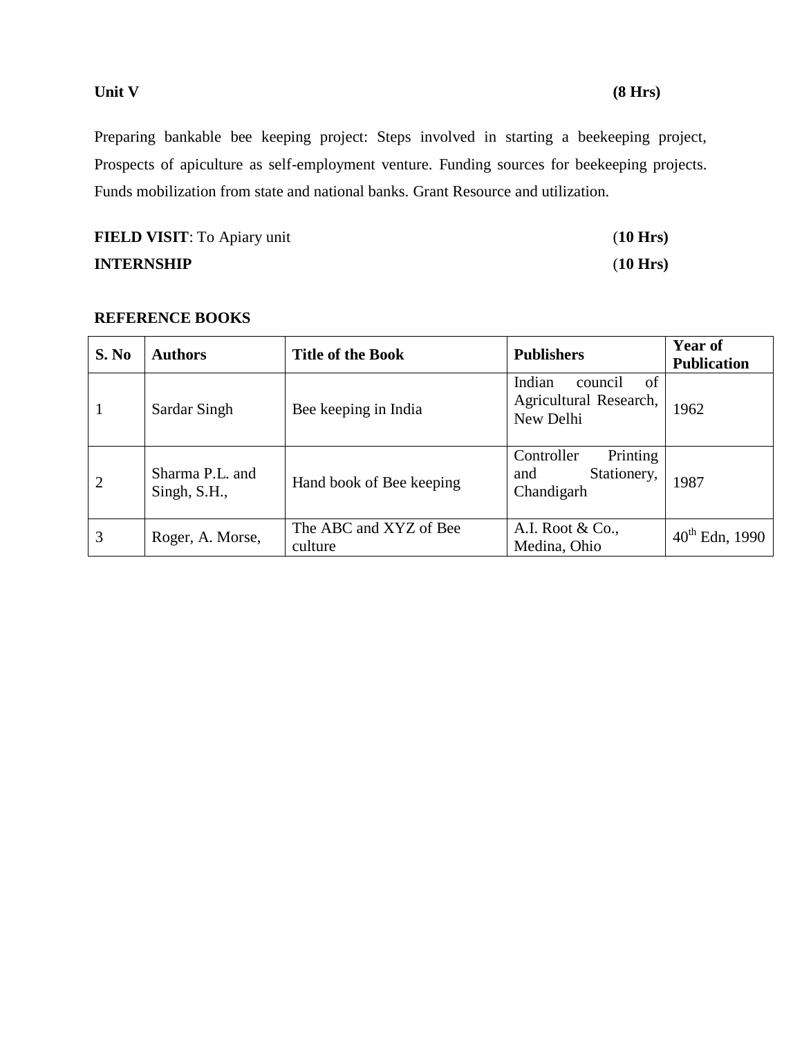**Unit V** **(8 Hrs)**

Preparing bankable bee keeping project: Steps involved in starting a beekeeping project, Prospects of apiculture as self-employment venture. Funding sources for beekeeping projects. Funds mobilization from state and national banks. Grant Resource and utilization.

**FIELD VISIT**: To Apiary unit (**10 Hrs)**

**INTERNSHIP** (**10 Hrs)**

**REFERENCE BOOKS**

| S. No | Authors | Title of the Book | Publishers | Year of Publication |
|---|---|---|---|---|
| 1 | Sardar Singh | Bee keeping in India | Indian council of Agricultural Research, New Delhi | 1962 |
| 2 | Sharma P.L. and Singh, S.H., | Hand book of Bee keeping | Controller Printing and Stationery, Chandigarh | 1987 |
| 3 | Roger, A. Morse, | The ABC and XYZ of Bee culture | A.I. Root & Co., Medina, Ohio | 40th Edn, 1990 |